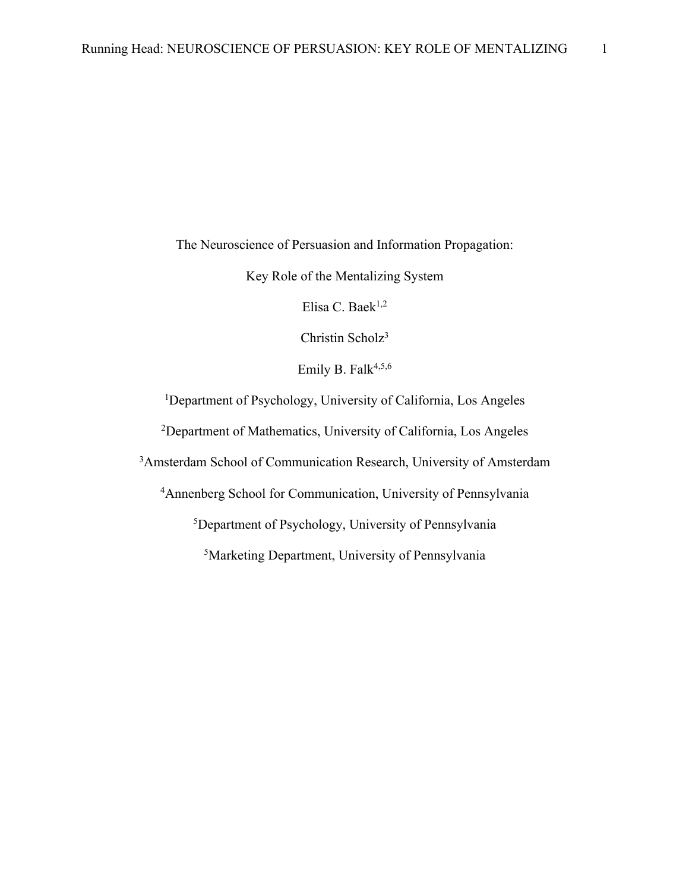# The Neuroscience of Persuasion and Information Propagation:

## Key Role of the Mentalizing System

Elisa C. Baek[1,2]

Christin Scholz[3]

Emily B. Falk[4,5,6]

[1]Department of Psychology, University of California, Los Angeles

[2]Department of Mathematics, University of California, Los Angeles

[3]Amsterdam School of Communication Research, University of Amsterdam

[4]Annenberg School for Communication, University of Pennsylvania

[5]Department of Psychology, University of Pennsylvania

[5]Marketing Department, University of Pennsylvania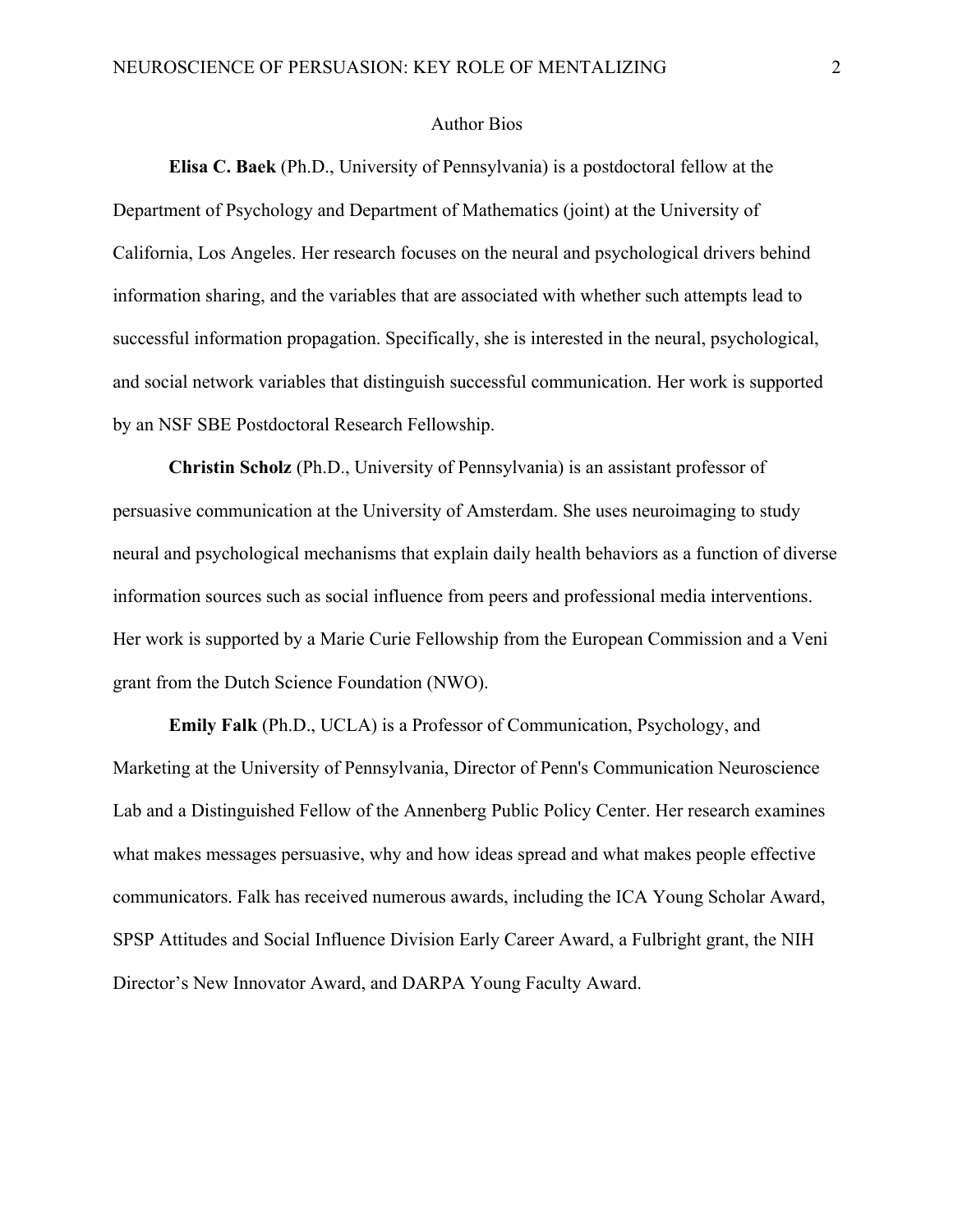## Author Bios

**Elisa C. Baek** (Ph.D., University of Pennsylvania) is a postdoctoral fellow at the Department of Psychology and Department of Mathematics (joint) at the University of California, Los Angeles. Her research focuses on the neural and psychological drivers behind information sharing, and the variables that are associated with whether such attempts lead to successful information propagation. Specifically, she is interested in the neural, psychological, and social network variables that distinguish successful communication. Her work is supported by an NSF SBE Postdoctoral Research Fellowship.

**Christin Scholz** (Ph.D., University of Pennsylvania) is an assistant professor of persuasive communication at the University of Amsterdam. She uses neuroimaging to study neural and psychological mechanisms that explain daily health behaviors as a function of diverse information sources such as social influence from peers and professional media interventions. Her work is supported by a Marie Curie Fellowship from the European Commission and a Veni grant from the Dutch Science Foundation (NWO).

**Emily Falk** (Ph.D., UCLA) is a Professor of Communication, Psychology, and Marketing at the University of Pennsylvania, Director of Penn's Communication Neuroscience Lab and a Distinguished Fellow of the Annenberg Public Policy Center. Her research examines what makes messages persuasive, why and how ideas spread and what makes people effective communicators. Falk has received numerous awards, including the ICA Young Scholar Award, SPSP Attitudes and Social Influence Division Early Career Award, a Fulbright grant, the NIH Director's New Innovator Award, and DARPA Young Faculty Award.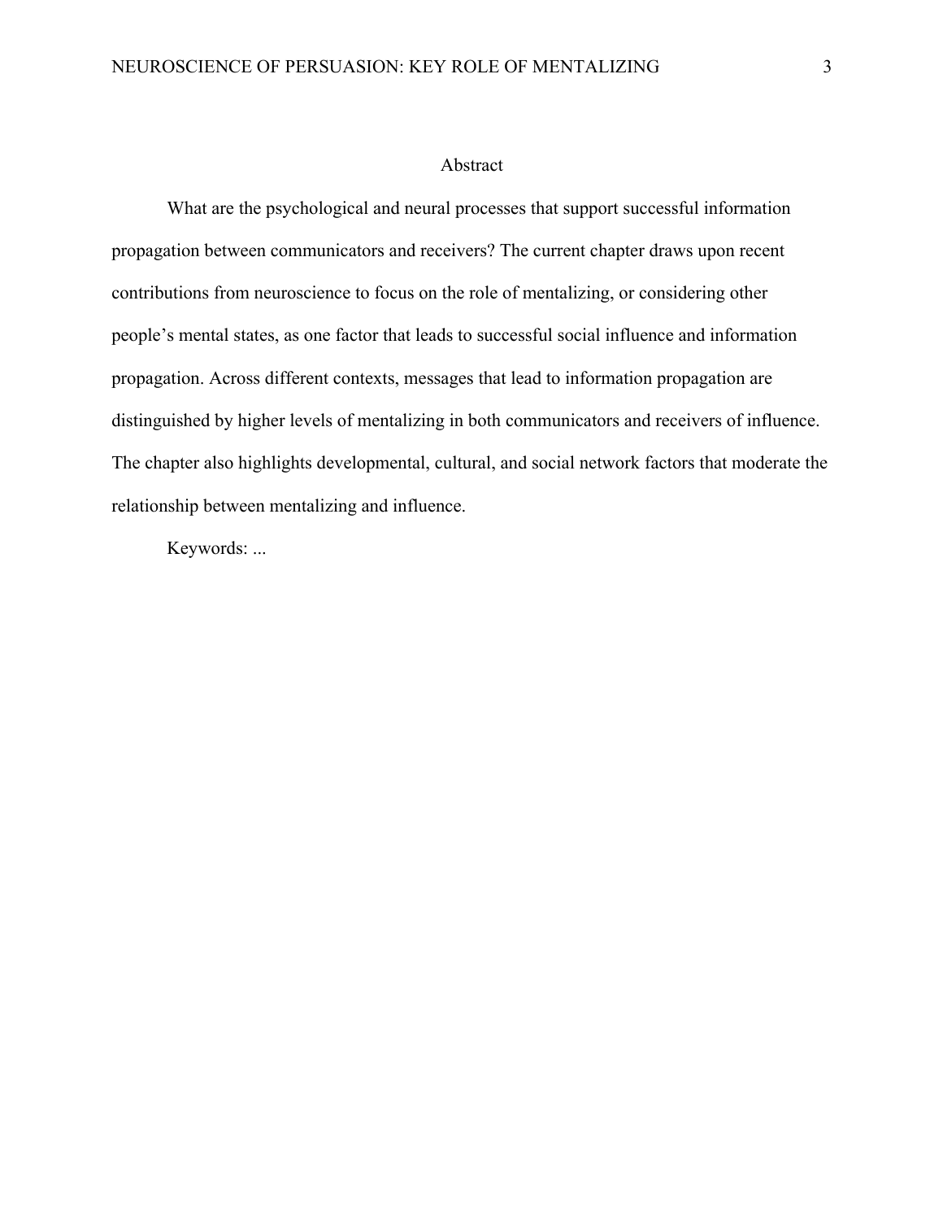# Abstract

What are the psychological and neural processes that support successful information propagation between communicators and receivers? The current chapter draws upon recent contributions from neuroscience to focus on the role of mentalizing, or considering other people's mental states, as one factor that leads to successful social influence and information propagation. Across different contexts, messages that lead to information propagation are distinguished by higher levels of mentalizing in both communicators and receivers of influence. The chapter also highlights developmental, cultural, and social network factors that moderate the relationship between mentalizing and influence.

Keywords: ...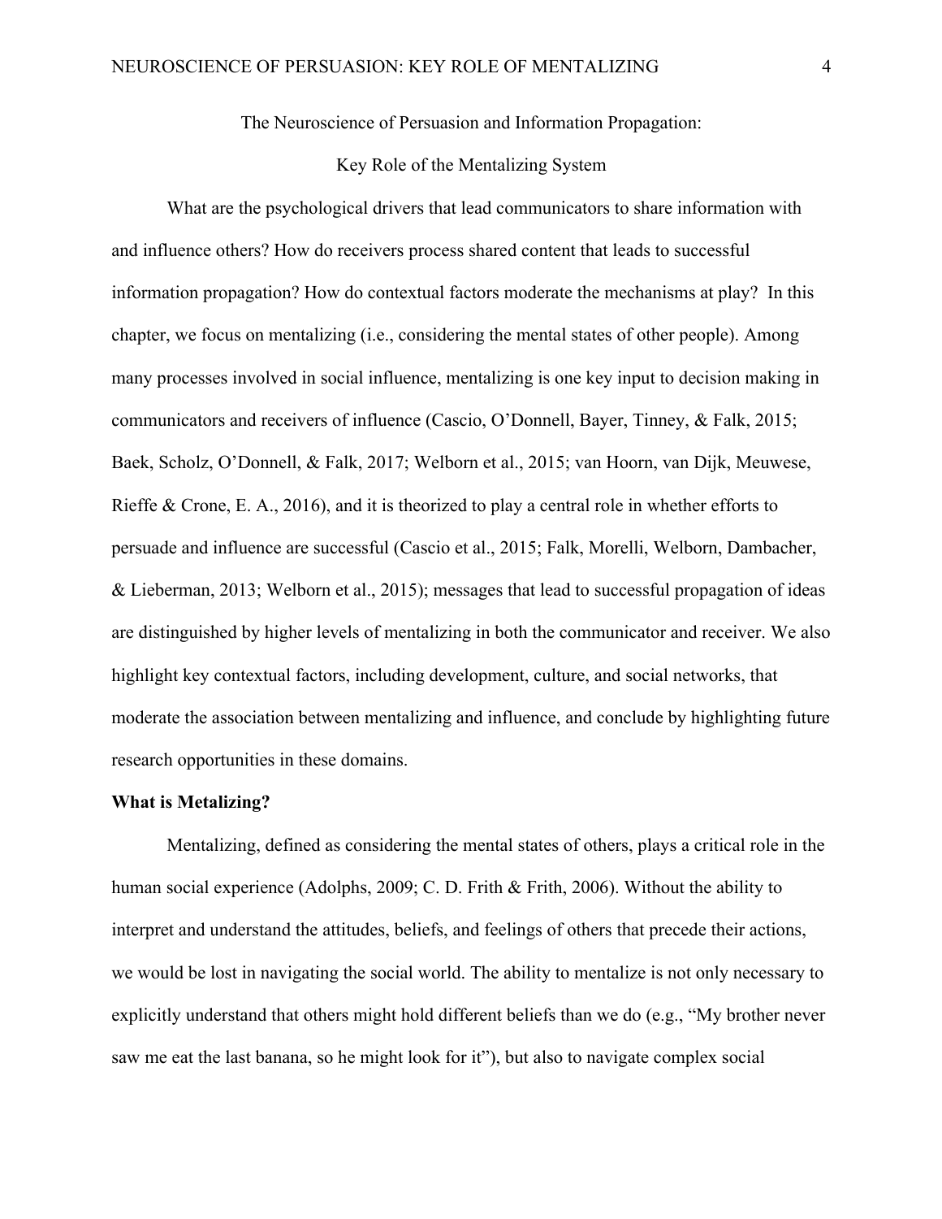The Neuroscience of Persuasion and Information Propagation:

Key Role of the Mentalizing System

What are the psychological drivers that lead communicators to share information with and influence others? How do receivers process shared content that leads to successful information propagation? How do contextual factors moderate the mechanisms at play? In this chapter, we focus on mentalizing (i.e., considering the mental states of other people). Among many processes involved in social influence, mentalizing is one key input to decision making in communicators and receivers of influence (Cascio, O'Donnell, Bayer, Tinney, & Falk, 2015; Baek, Scholz, O'Donnell, & Falk, 2017; Welborn et al., 2015; van Hoorn, van Dijk, Meuwese, Rieffe & Crone, E. A., 2016), and it is theorized to play a central role in whether efforts to persuade and influence are successful (Cascio et al., 2015; Falk, Morelli, Welborn, Dambacher, & Lieberman, 2013; Welborn et al., 2015); messages that lead to successful propagation of ideas are distinguished by higher levels of mentalizing in both the communicator and receiver. We also highlight key contextual factors, including development, culture, and social networks, that moderate the association between mentalizing and influence, and conclude by highlighting future research opportunities in these domains.

**What is Metalizing?**

Mentalizing, defined as considering the mental states of others, plays a critical role in the human social experience (Adolphs, 2009; C. D. Frith & Frith, 2006). Without the ability to interpret and understand the attitudes, beliefs, and feelings of others that precede their actions, we would be lost in navigating the social world. The ability to mentalize is not only necessary to explicitly understand that others might hold different beliefs than we do (e.g., "My brother never saw me eat the last banana, so he might look for it"), but also to navigate complex social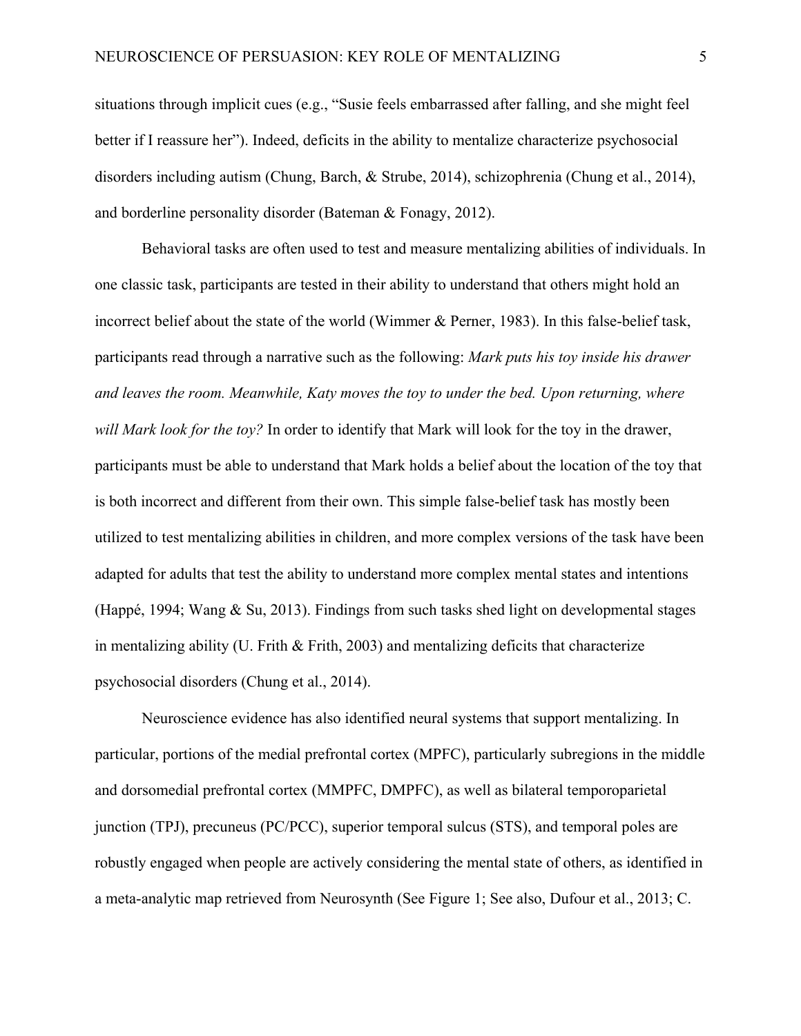situations through implicit cues (e.g., "Susie feels embarrassed after falling, and she might feel better if I reassure her"). Indeed, deficits in the ability to mentalize characterize psychosocial disorders including autism (Chung, Barch, & Strube, 2014), schizophrenia (Chung et al., 2014), and borderline personality disorder (Bateman & Fonagy, 2012).

Behavioral tasks are often used to test and measure mentalizing abilities of individuals. In one classic task, participants are tested in their ability to understand that others might hold an incorrect belief about the state of the world (Wimmer & Perner, 1983). In this false-belief task, participants read through a narrative such as the following: *Mark puts his toy inside his drawer and leaves the room. Meanwhile, Katy moves the toy to under the bed. Upon returning, where will Mark look for the toy?* In order to identify that Mark will look for the toy in the drawer, participants must be able to understand that Mark holds a belief about the location of the toy that is both incorrect and different from their own. This simple false-belief task has mostly been utilized to test mentalizing abilities in children, and more complex versions of the task have been adapted for adults that test the ability to understand more complex mental states and intentions (Happé, 1994; Wang & Su, 2013). Findings from such tasks shed light on developmental stages in mentalizing ability (U. Frith & Frith, 2003) and mentalizing deficits that characterize psychosocial disorders (Chung et al., 2014).

Neuroscience evidence has also identified neural systems that support mentalizing. In particular, portions of the medial prefrontal cortex (MPFC), particularly subregions in the middle and dorsomedial prefrontal cortex (MMPFC, DMPFC), as well as bilateral temporoparietal junction (TPJ), precuneus (PC/PCC), superior temporal sulcus (STS), and temporal poles are robustly engaged when people are actively considering the mental state of others, as identified in a meta-analytic map retrieved from Neurosynth (See Figure 1; See also, Dufour et al., 2013; C.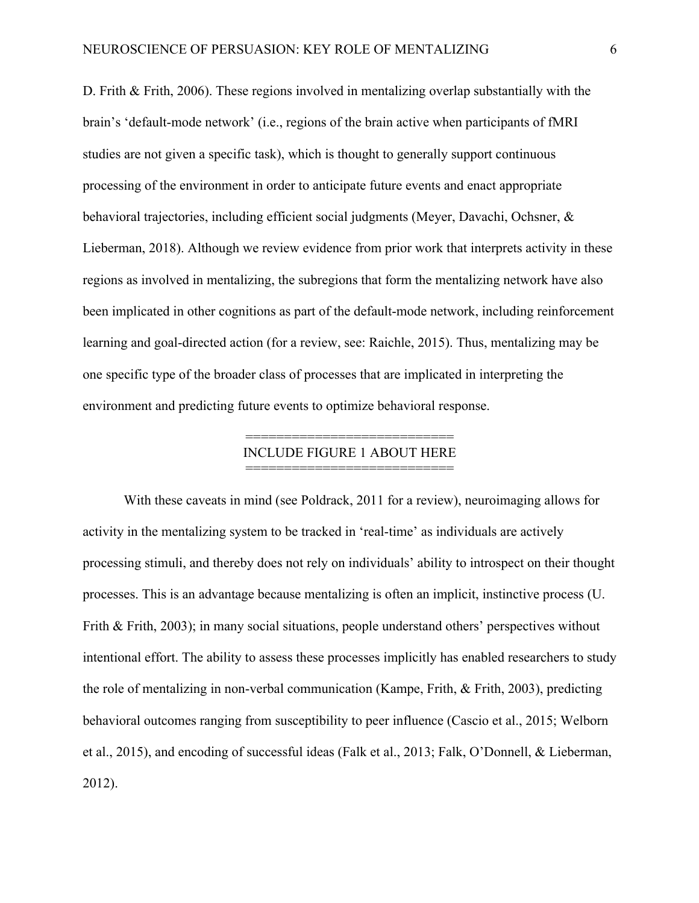D. Frith & Frith, 2006). These regions involved in mentalizing overlap substantially with the brain's 'default-mode network' (i.e., regions of the brain active when participants of fMRI studies are not given a specific task), which is thought to generally support continuous processing of the environment in order to anticipate future events and enact appropriate behavioral trajectories, including efficient social judgments (Meyer, Davachi, Ochsner, & Lieberman, 2018). Although we review evidence from prior work that interprets activity in these regions as involved in mentalizing, the subregions that form the mentalizing network have also been implicated in other cognitions as part of the default-mode network, including reinforcement learning and goal-directed action (for a review, see: Raichle, 2015). Thus, mentalizing may be one specific type of the broader class of processes that are implicated in interpreting the environment and predicting future events to optimize behavioral response.

============================
INCLUDE FIGURE 1 ABOUT HERE
============================

With these caveats in mind (see Poldrack, 2011 for a review), neuroimaging allows for activity in the mentalizing system to be tracked in 'real-time' as individuals are actively processing stimuli, and thereby does not rely on individuals' ability to introspect on their thought processes. This is an advantage because mentalizing is often an implicit, instinctive process (U. Frith & Frith, 2003); in many social situations, people understand others' perspectives without intentional effort. The ability to assess these processes implicitly has enabled researchers to study the role of mentalizing in non-verbal communication (Kampe, Frith, & Frith, 2003), predicting behavioral outcomes ranging from susceptibility to peer influence (Cascio et al., 2015; Welborn et al., 2015), and encoding of successful ideas (Falk et al., 2013; Falk, O'Donnell, & Lieberman, 2012).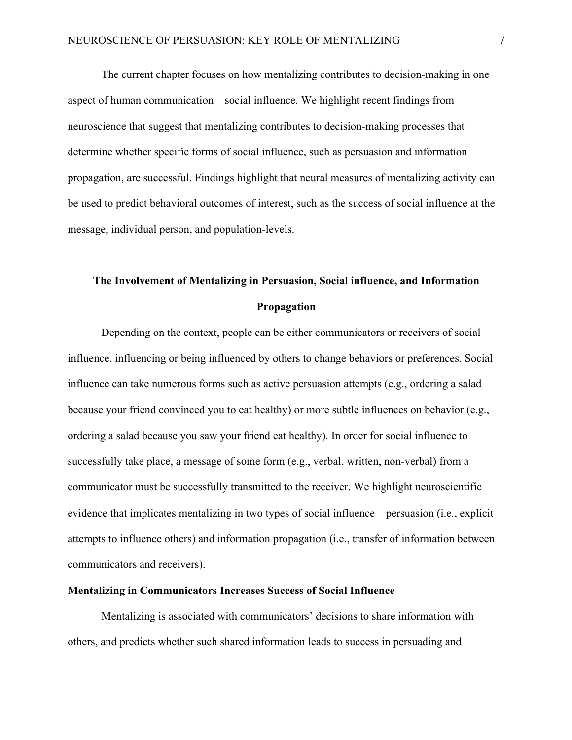The current chapter focuses on how mentalizing contributes to decision-making in one aspect of human communication—social influence. We highlight recent findings from neuroscience that suggest that mentalizing contributes to decision-making processes that determine whether specific forms of social influence, such as persuasion and information propagation, are successful. Findings highlight that neural measures of mentalizing activity can be used to predict behavioral outcomes of interest, such as the success of social influence at the message, individual person, and population-levels.

## The Involvement of Mentalizing in Persuasion, Social influence, and Information Propagation

Depending on the context, people can be either communicators or receivers of social influence, influencing or being influenced by others to change behaviors or preferences. Social influence can take numerous forms such as active persuasion attempts (e.g., ordering a salad because your friend convinced you to eat healthy) or more subtle influences on behavior (e.g., ordering a salad because you saw your friend eat healthy). In order for social influence to successfully take place, a message of some form (e.g., verbal, written, non-verbal) from a communicator must be successfully transmitted to the receiver. We highlight neuroscientific evidence that implicates mentalizing in two types of social influence—persuasion (i.e., explicit attempts to influence others) and information propagation (i.e., transfer of information between communicators and receivers).

### Mentalizing in Communicators Increases Success of Social Influence

Mentalizing is associated with communicators' decisions to share information with others, and predicts whether such shared information leads to success in persuading and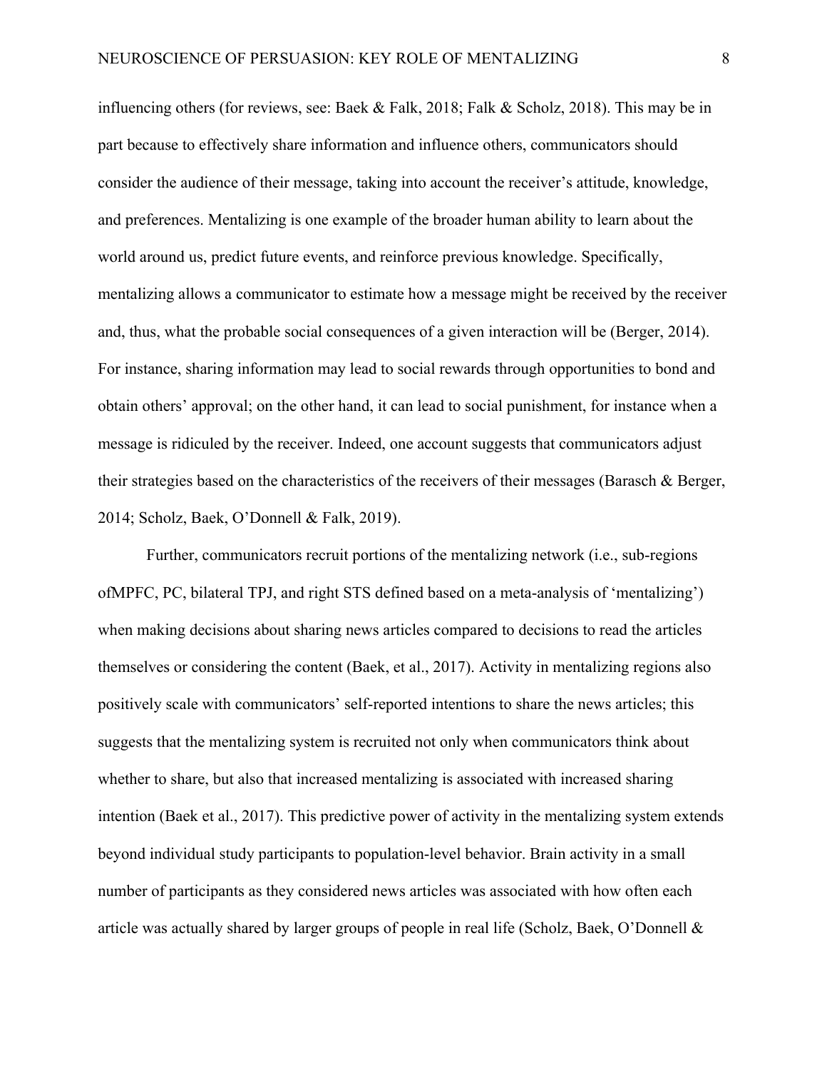influencing others (for reviews, see: Baek & Falk, 2018; Falk & Scholz, 2018). This may be in part because to effectively share information and influence others, communicators should consider the audience of their message, taking into account the receiver's attitude, knowledge, and preferences. Mentalizing is one example of the broader human ability to learn about the world around us, predict future events, and reinforce previous knowledge. Specifically, mentalizing allows a communicator to estimate how a message might be received by the receiver and, thus, what the probable social consequences of a given interaction will be (Berger, 2014). For instance, sharing information may lead to social rewards through opportunities to bond and obtain others' approval; on the other hand, it can lead to social punishment, for instance when a message is ridiculed by the receiver. Indeed, one account suggests that communicators adjust their strategies based on the characteristics of the receivers of their messages (Barasch & Berger, 2014; Scholz, Baek, O'Donnell & Falk, 2019).

Further, communicators recruit portions of the mentalizing network (i.e., sub-regions ofMPFC, PC, bilateral TPJ, and right STS defined based on a meta-analysis of 'mentalizing') when making decisions about sharing news articles compared to decisions to read the articles themselves or considering the content (Baek, et al., 2017). Activity in mentalizing regions also positively scale with communicators' self-reported intentions to share the news articles; this suggests that the mentalizing system is recruited not only when communicators think about whether to share, but also that increased mentalizing is associated with increased sharing intention (Baek et al., 2017). This predictive power of activity in the mentalizing system extends beyond individual study participants to population-level behavior. Brain activity in a small number of participants as they considered news articles was associated with how often each article was actually shared by larger groups of people in real life (Scholz, Baek, O'Donnell &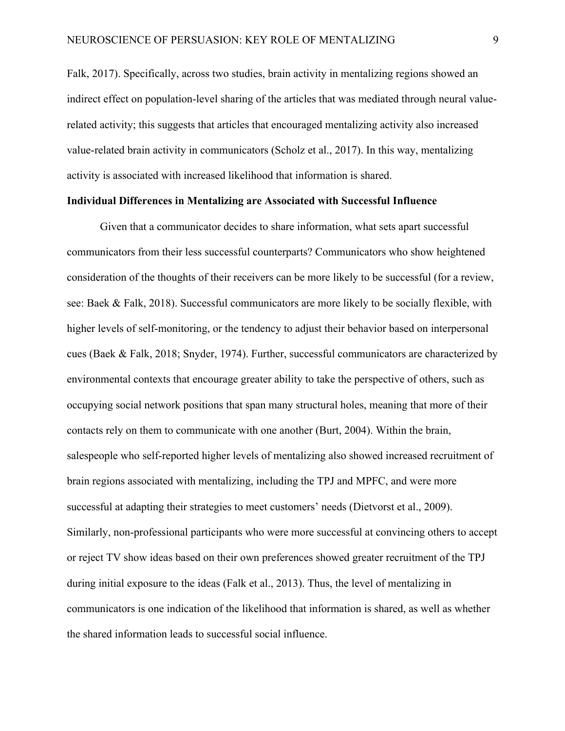Falk, 2017). Specifically, across two studies, brain activity in mentalizing regions showed an indirect effect on population-level sharing of the articles that was mediated through neural value-related activity; this suggests that articles that encouraged mentalizing activity also increased value-related brain activity in communicators (Scholz et al., 2017). In this way, mentalizing activity is associated with increased likelihood that information is shared.

**Individual Differences in Mentalizing are Associated with Successful Influence**

Given that a communicator decides to share information, what sets apart successful communicators from their less successful counterparts? Communicators who show heightened consideration of the thoughts of their receivers can be more likely to be successful (for a review, see: Baek & Falk, 2018). Successful communicators are more likely to be socially flexible, with higher levels of self-monitoring, or the tendency to adjust their behavior based on interpersonal cues (Baek & Falk, 2018; Snyder, 1974). Further, successful communicators are characterized by environmental contexts that encourage greater ability to take the perspective of others, such as occupying social network positions that span many structural holes, meaning that more of their contacts rely on them to communicate with one another (Burt, 2004). Within the brain, salespeople who self-reported higher levels of mentalizing also showed increased recruitment of brain regions associated with mentalizing, including the TPJ and MPFC, and were more successful at adapting their strategies to meet customers' needs (Dietvorst et al., 2009). Similarly, non-professional participants who were more successful at convincing others to accept or reject TV show ideas based on their own preferences showed greater recruitment of the TPJ during initial exposure to the ideas (Falk et al., 2013). Thus, the level of mentalizing in communicators is one indication of the likelihood that information is shared, as well as whether the shared information leads to successful social influence.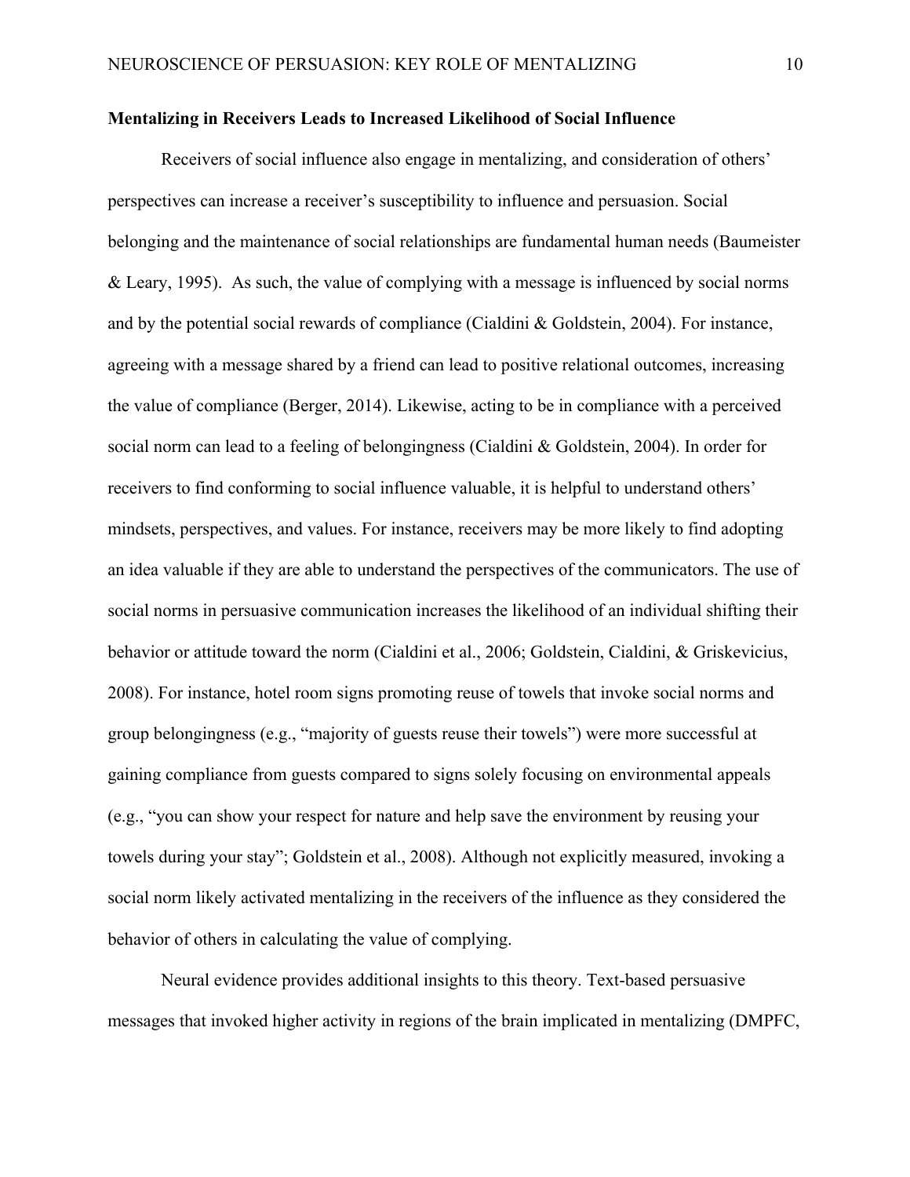**Mentalizing in Receivers Leads to Increased Likelihood of Social Influence**

Receivers of social influence also engage in mentalizing, and consideration of others' perspectives can increase a receiver's susceptibility to influence and persuasion. Social belonging and the maintenance of social relationships are fundamental human needs (Baumeister & Leary, 1995). As such, the value of complying with a message is influenced by social norms and by the potential social rewards of compliance (Cialdini & Goldstein, 2004). For instance, agreeing with a message shared by a friend can lead to positive relational outcomes, increasing the value of compliance (Berger, 2014). Likewise, acting to be in compliance with a perceived social norm can lead to a feeling of belongingness (Cialdini & Goldstein, 2004). In order for receivers to find conforming to social influence valuable, it is helpful to understand others' mindsets, perspectives, and values. For instance, receivers may be more likely to find adopting an idea valuable if they are able to understand the perspectives of the communicators. The use of social norms in persuasive communication increases the likelihood of an individual shifting their behavior or attitude toward the norm (Cialdini et al., 2006; Goldstein, Cialdini, & Griskevicius, 2008). For instance, hotel room signs promoting reuse of towels that invoke social norms and group belongingness (e.g., "majority of guests reuse their towels") were more successful at gaining compliance from guests compared to signs solely focusing on environmental appeals (e.g., "you can show your respect for nature and help save the environment by reusing your towels during your stay"; Goldstein et al., 2008). Although not explicitly measured, invoking a social norm likely activated mentalizing in the receivers of the influence as they considered the behavior of others in calculating the value of complying.

Neural evidence provides additional insights to this theory. Text-based persuasive messages that invoked higher activity in regions of the brain implicated in mentalizing (DMPFC,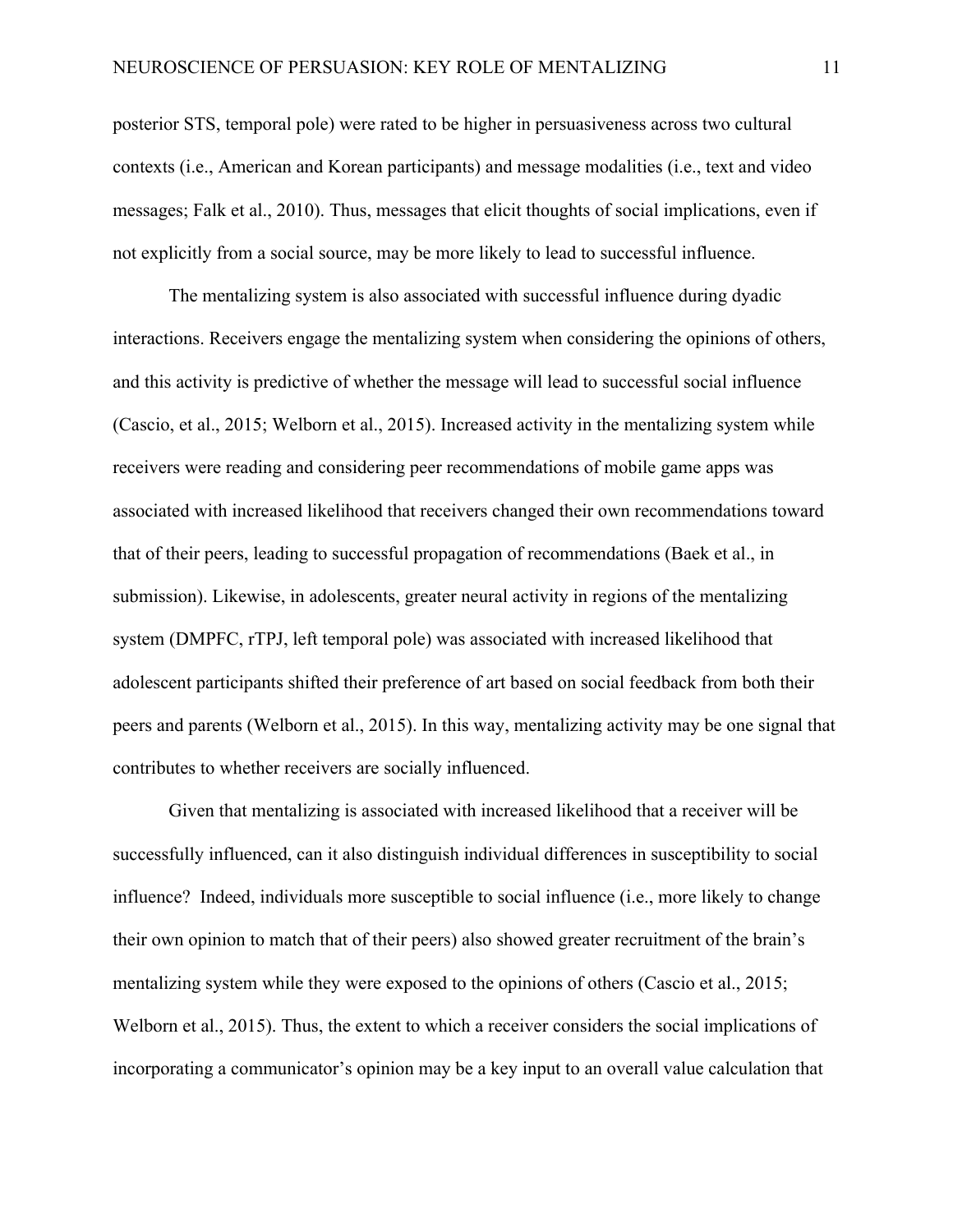posterior STS, temporal pole) were rated to be higher in persuasiveness across two cultural contexts (i.e., American and Korean participants) and message modalities (i.e., text and video messages; Falk et al., 2010). Thus, messages that elicit thoughts of social implications, even if not explicitly from a social source, may be more likely to lead to successful influence.

The mentalizing system is also associated with successful influence during dyadic interactions. Receivers engage the mentalizing system when considering the opinions of others, and this activity is predictive of whether the message will lead to successful social influence (Cascio, et al., 2015; Welborn et al., 2015). Increased activity in the mentalizing system while receivers were reading and considering peer recommendations of mobile game apps was associated with increased likelihood that receivers changed their own recommendations toward that of their peers, leading to successful propagation of recommendations (Baek et al., in submission). Likewise, in adolescents, greater neural activity in regions of the mentalizing system (DMPFC, rTPJ, left temporal pole) was associated with increased likelihood that adolescent participants shifted their preference of art based on social feedback from both their peers and parents (Welborn et al., 2015). In this way, mentalizing activity may be one signal that contributes to whether receivers are socially influenced.

Given that mentalizing is associated with increased likelihood that a receiver will be successfully influenced, can it also distinguish individual differences in susceptibility to social influence? Indeed, individuals more susceptible to social influence (i.e., more likely to change their own opinion to match that of their peers) also showed greater recruitment of the brain's mentalizing system while they were exposed to the opinions of others (Cascio et al., 2015; Welborn et al., 2015). Thus, the extent to which a receiver considers the social implications of incorporating a communicator's opinion may be a key input to an overall value calculation that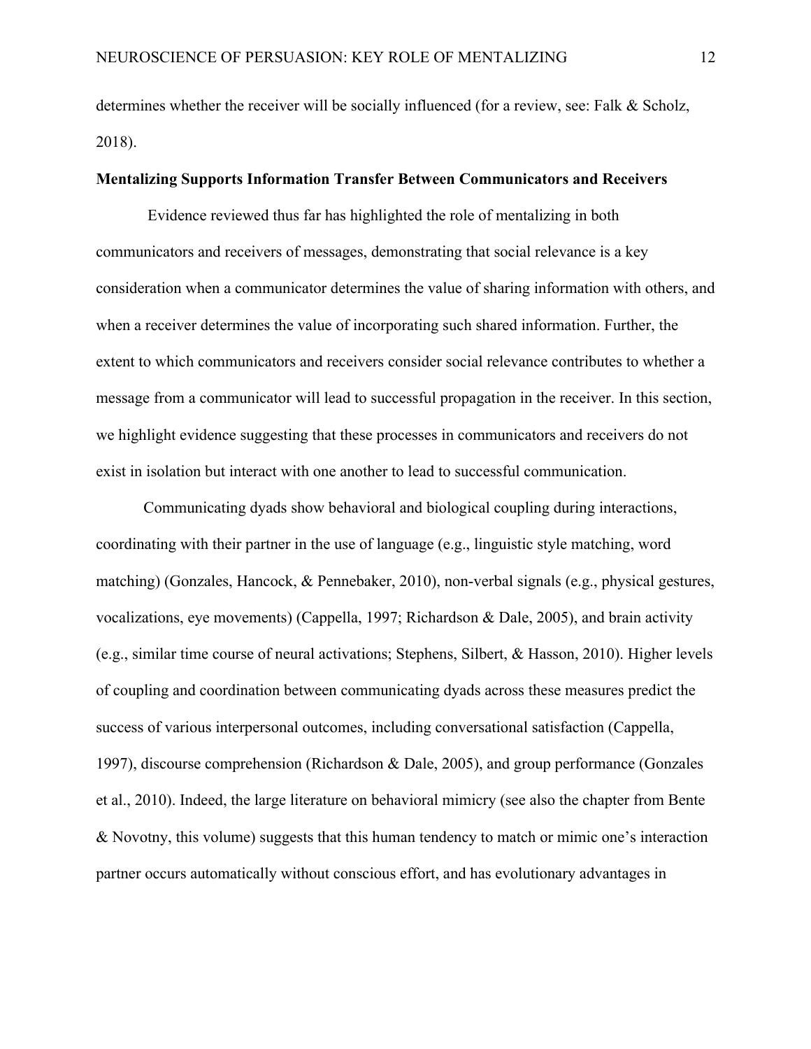determines whether the receiver will be socially influenced (for a review, see: Falk & Scholz, 2018).

**Mentalizing Supports Information Transfer Between Communicators and Receivers**

Evidence reviewed thus far has highlighted the role of mentalizing in both communicators and receivers of messages, demonstrating that social relevance is a key consideration when a communicator determines the value of sharing information with others, and when a receiver determines the value of incorporating such shared information. Further, the extent to which communicators and receivers consider social relevance contributes to whether a message from a communicator will lead to successful propagation in the receiver. In this section, we highlight evidence suggesting that these processes in communicators and receivers do not exist in isolation but interact with one another to lead to successful communication.

Communicating dyads show behavioral and biological coupling during interactions, coordinating with their partner in the use of language (e.g., linguistic style matching, word matching) (Gonzales, Hancock, & Pennebaker, 2010), non-verbal signals (e.g., physical gestures, vocalizations, eye movements) (Cappella, 1997; Richardson & Dale, 2005), and brain activity (e.g., similar time course of neural activations; Stephens, Silbert, & Hasson, 2010). Higher levels of coupling and coordination between communicating dyads across these measures predict the success of various interpersonal outcomes, including conversational satisfaction (Cappella, 1997), discourse comprehension (Richardson & Dale, 2005), and group performance (Gonzales et al., 2010). Indeed, the large literature on behavioral mimicry (see also the chapter from Bente & Novotny, this volume) suggests that this human tendency to match or mimic one's interaction partner occurs automatically without conscious effort, and has evolutionary advantages in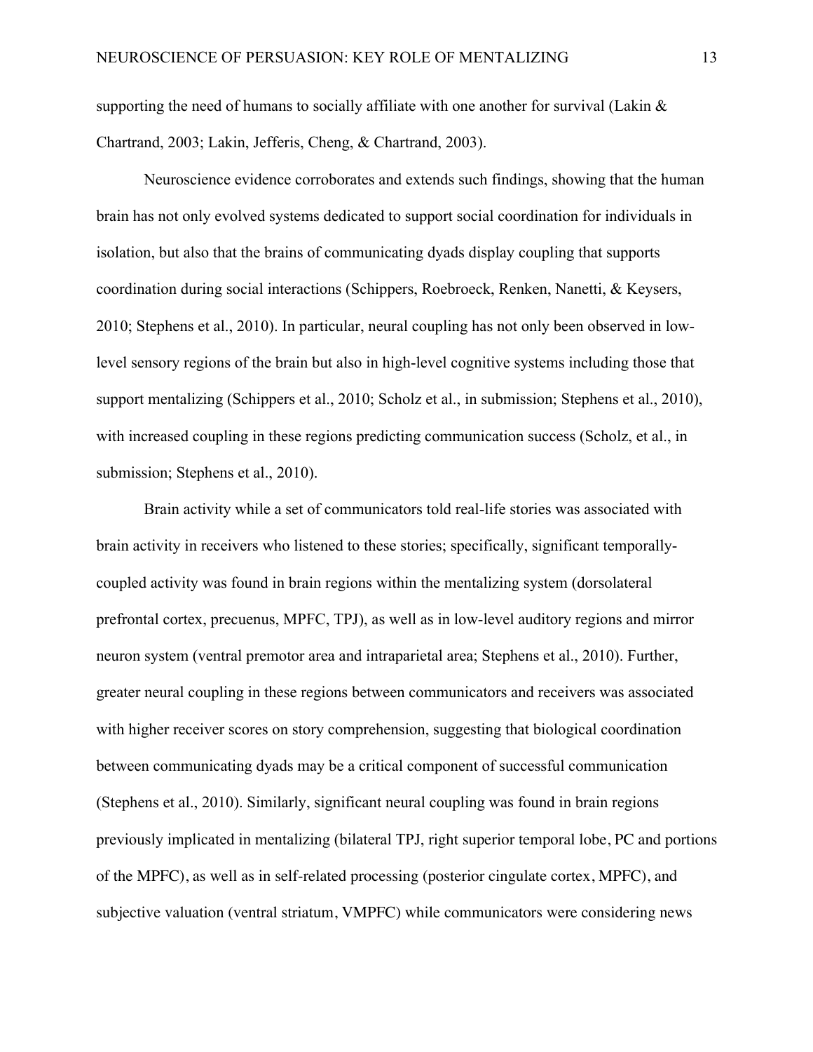supporting the need of humans to socially affiliate with one another for survival (Lakin & Chartrand, 2003; Lakin, Jefferis, Cheng, & Chartrand, 2003).

Neuroscience evidence corroborates and extends such findings, showing that the human brain has not only evolved systems dedicated to support social coordination for individuals in isolation, but also that the brains of communicating dyads display coupling that supports coordination during social interactions (Schippers, Roebroeck, Renken, Nanetti, & Keysers, 2010; Stephens et al., 2010). In particular, neural coupling has not only been observed in low-level sensory regions of the brain but also in high-level cognitive systems including those that support mentalizing (Schippers et al., 2010; Scholz et al., in submission; Stephens et al., 2010), with increased coupling in these regions predicting communication success (Scholz, et al., in submission; Stephens et al., 2010).

Brain activity while a set of communicators told real-life stories was associated with brain activity in receivers who listened to these stories; specifically, significant temporally-coupled activity was found in brain regions within the mentalizing system (dorsolateral prefrontal cortex, precuenus, MPFC, TPJ), as well as in low-level auditory regions and mirror neuron system (ventral premotor area and intraparietal area; Stephens et al., 2010). Further, greater neural coupling in these regions between communicators and receivers was associated with higher receiver scores on story comprehension, suggesting that biological coordination between communicating dyads may be a critical component of successful communication (Stephens et al., 2010). Similarly, significant neural coupling was found in brain regions previously implicated in mentalizing (bilateral TPJ, right superior temporal lobe, PC and portions of the MPFC), as well as in self-related processing (posterior cingulate cortex, MPFC), and subjective valuation (ventral striatum, VMPFC) while communicators were considering news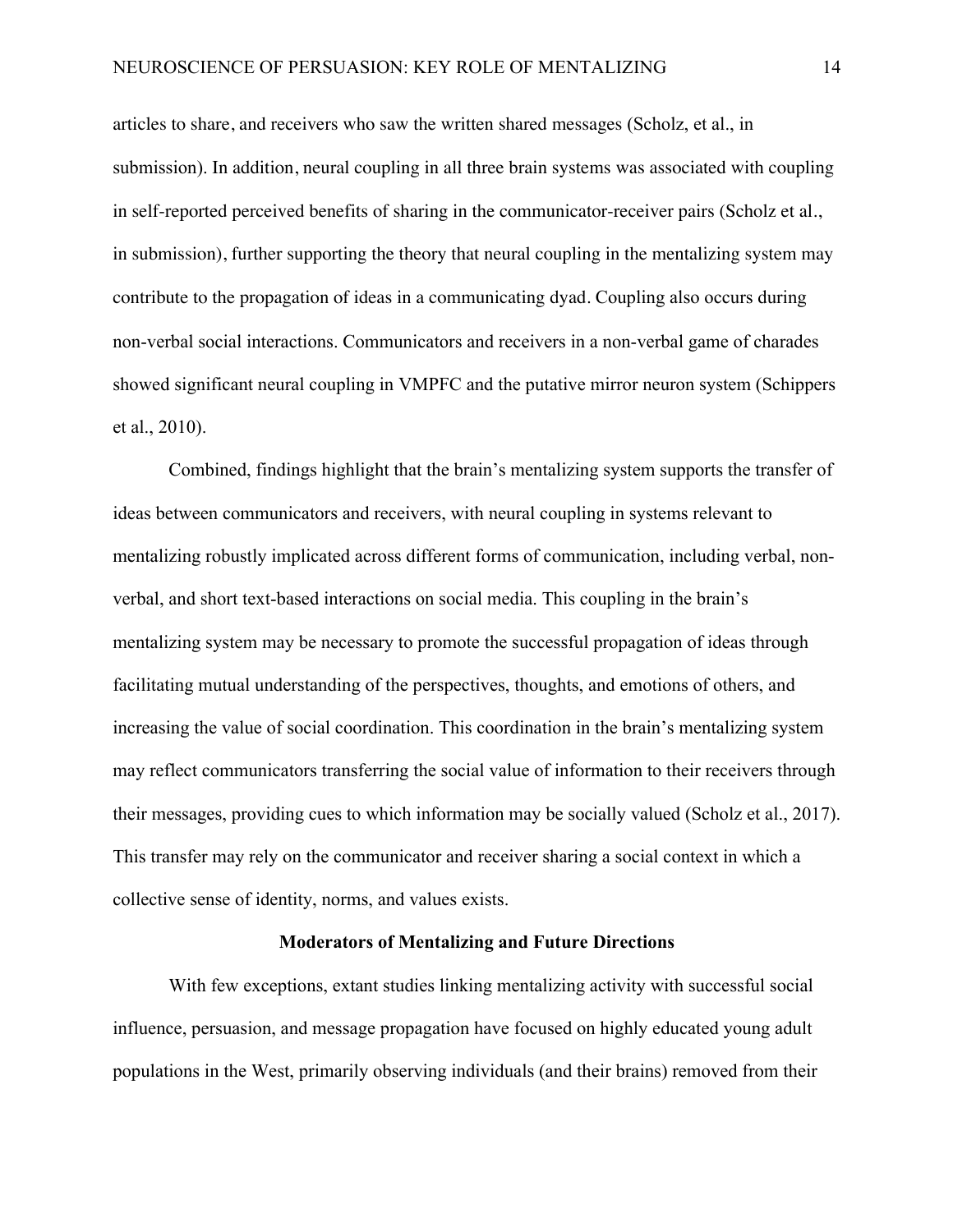articles to share, and receivers who saw the written shared messages (Scholz, et al., in submission). In addition, neural coupling in all three brain systems was associated with coupling in self-reported perceived benefits of sharing in the communicator-receiver pairs (Scholz et al., in submission), further supporting the theory that neural coupling in the mentalizing system may contribute to the propagation of ideas in a communicating dyad. Coupling also occurs during non-verbal social interactions. Communicators and receivers in a non-verbal game of charades showed significant neural coupling in VMPFC and the putative mirror neuron system (Schippers et al., 2010).

Combined, findings highlight that the brain's mentalizing system supports the transfer of ideas between communicators and receivers, with neural coupling in systems relevant to mentalizing robustly implicated across different forms of communication, including verbal, non-verbal, and short text-based interactions on social media. This coupling in the brain's mentalizing system may be necessary to promote the successful propagation of ideas through facilitating mutual understanding of the perspectives, thoughts, and emotions of others, and increasing the value of social coordination. This coordination in the brain's mentalizing system may reflect communicators transferring the social value of information to their receivers through their messages, providing cues to which information may be socially valued (Scholz et al., 2017). This transfer may rely on the communicator and receiver sharing a social context in which a collective sense of identity, norms, and values exists.

## Moderators of Mentalizing and Future Directions

With few exceptions, extant studies linking mentalizing activity with successful social influence, persuasion, and message propagation have focused on highly educated young adult populations in the West, primarily observing individuals (and their brains) removed from their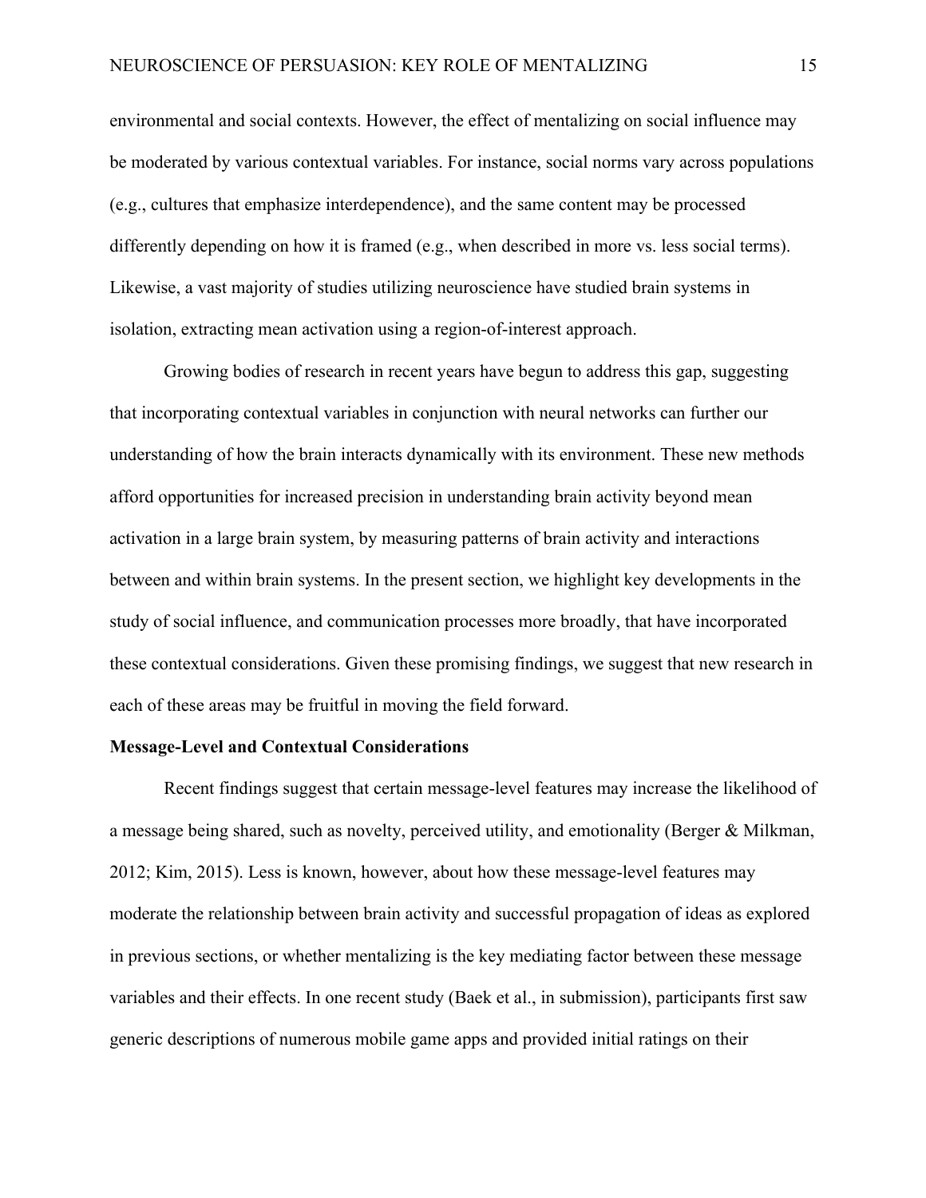environmental and social contexts. However, the effect of mentalizing on social influence may be moderated by various contextual variables. For instance, social norms vary across populations (e.g., cultures that emphasize interdependence), and the same content may be processed differently depending on how it is framed (e.g., when described in more vs. less social terms). Likewise, a vast majority of studies utilizing neuroscience have studied brain systems in isolation, extracting mean activation using a region-of-interest approach.

Growing bodies of research in recent years have begun to address this gap, suggesting that incorporating contextual variables in conjunction with neural networks can further our understanding of how the brain interacts dynamically with its environment. These new methods afford opportunities for increased precision in understanding brain activity beyond mean activation in a large brain system, by measuring patterns of brain activity and interactions between and within brain systems. In the present section, we highlight key developments in the study of social influence, and communication processes more broadly, that have incorporated these contextual considerations. Given these promising findings, we suggest that new research in each of these areas may be fruitful in moving the field forward.

**Message-Level and Contextual Considerations**

Recent findings suggest that certain message-level features may increase the likelihood of a message being shared, such as novelty, perceived utility, and emotionality (Berger & Milkman, 2012; Kim, 2015). Less is known, however, about how these message-level features may moderate the relationship between brain activity and successful propagation of ideas as explored in previous sections, or whether mentalizing is the key mediating factor between these message variables and their effects. In one recent study (Baek et al., in submission), participants first saw generic descriptions of numerous mobile game apps and provided initial ratings on their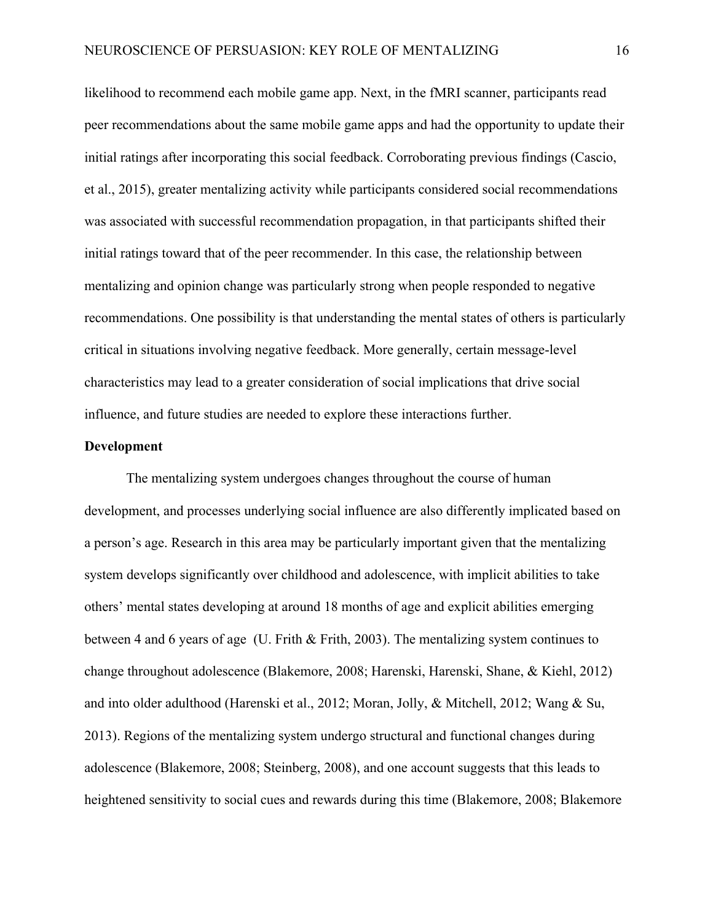likelihood to recommend each mobile game app. Next, in the fMRI scanner, participants read peer recommendations about the same mobile game apps and had the opportunity to update their initial ratings after incorporating this social feedback. Corroborating previous findings (Cascio, et al., 2015), greater mentalizing activity while participants considered social recommendations was associated with successful recommendation propagation, in that participants shifted their initial ratings toward that of the peer recommender. In this case, the relationship between mentalizing and opinion change was particularly strong when people responded to negative recommendations. One possibility is that understanding the mental states of others is particularly critical in situations involving negative feedback. More generally, certain message-level characteristics may lead to a greater consideration of social implications that drive social influence, and future studies are needed to explore these interactions further.

**Development**

The mentalizing system undergoes changes throughout the course of human development, and processes underlying social influence are also differently implicated based on a person's age. Research in this area may be particularly important given that the mentalizing system develops significantly over childhood and adolescence, with implicit abilities to take others' mental states developing at around 18 months of age and explicit abilities emerging between 4 and 6 years of age (U. Frith & Frith, 2003). The mentalizing system continues to change throughout adolescence (Blakemore, 2008; Harenski, Harenski, Shane, & Kiehl, 2012) and into older adulthood (Harenski et al., 2012; Moran, Jolly, & Mitchell, 2012; Wang & Su, 2013). Regions of the mentalizing system undergo structural and functional changes during adolescence (Blakemore, 2008; Steinberg, 2008), and one account suggests that this leads to heightened sensitivity to social cues and rewards during this time (Blakemore, 2008; Blakemore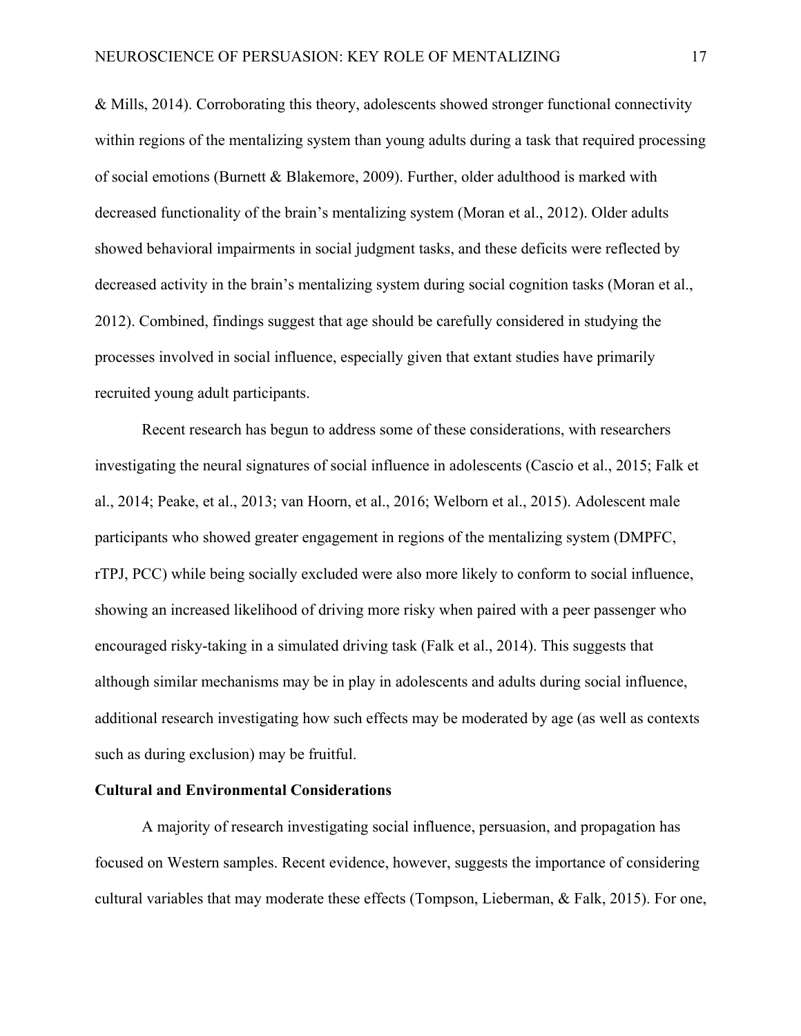& Mills, 2014). Corroborating this theory, adolescents showed stronger functional connectivity within regions of the mentalizing system than young adults during a task that required processing of social emotions (Burnett & Blakemore, 2009). Further, older adulthood is marked with decreased functionality of the brain's mentalizing system (Moran et al., 2012). Older adults showed behavioral impairments in social judgment tasks, and these deficits were reflected by decreased activity in the brain's mentalizing system during social cognition tasks (Moran et al., 2012). Combined, findings suggest that age should be carefully considered in studying the processes involved in social influence, especially given that extant studies have primarily recruited young adult participants.

Recent research has begun to address some of these considerations, with researchers investigating the neural signatures of social influence in adolescents (Cascio et al., 2015; Falk et al., 2014; Peake, et al., 2013; van Hoorn, et al., 2016; Welborn et al., 2015). Adolescent male participants who showed greater engagement in regions of the mentalizing system (DMPFC, rTPJ, PCC) while being socially excluded were also more likely to conform to social influence, showing an increased likelihood of driving more risky when paired with a peer passenger who encouraged risky-taking in a simulated driving task (Falk et al., 2014). This suggests that although similar mechanisms may be in play in adolescents and adults during social influence, additional research investigating how such effects may be moderated by age (as well as contexts such as during exclusion) may be fruitful.

**Cultural and Environmental Considerations**

A majority of research investigating social influence, persuasion, and propagation has focused on Western samples. Recent evidence, however, suggests the importance of considering cultural variables that may moderate these effects (Tompson, Lieberman, & Falk, 2015). For one,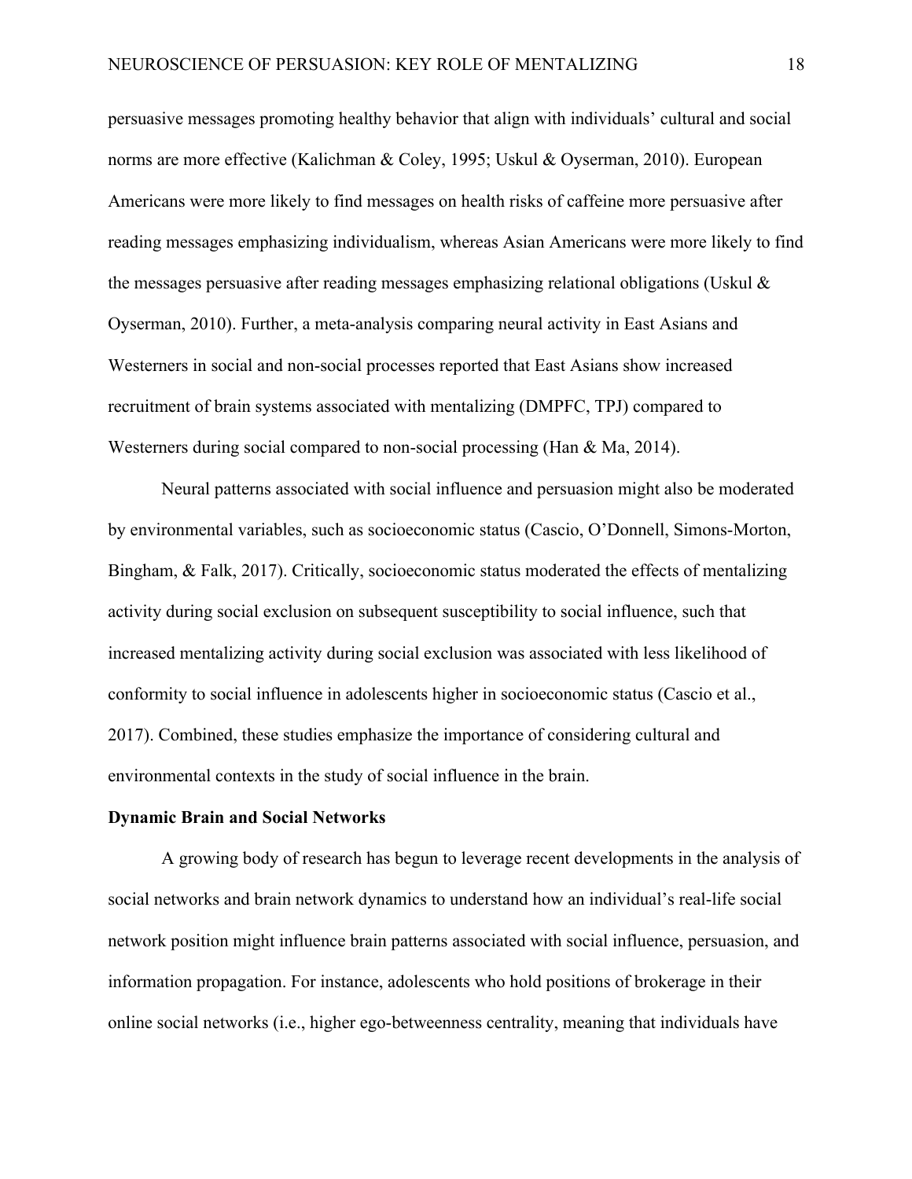persuasive messages promoting healthy behavior that align with individuals' cultural and social norms are more effective (Kalichman & Coley, 1995; Uskul & Oyserman, 2010). European Americans were more likely to find messages on health risks of caffeine more persuasive after reading messages emphasizing individualism, whereas Asian Americans were more likely to find the messages persuasive after reading messages emphasizing relational obligations (Uskul & Oyserman, 2010). Further, a meta-analysis comparing neural activity in East Asians and Westerners in social and non-social processes reported that East Asians show increased recruitment of brain systems associated with mentalizing (DMPFC, TPJ) compared to Westerners during social compared to non-social processing (Han & Ma, 2014).

Neural patterns associated with social influence and persuasion might also be moderated by environmental variables, such as socioeconomic status (Cascio, O'Donnell, Simons-Morton, Bingham, & Falk, 2017). Critically, socioeconomic status moderated the effects of mentalizing activity during social exclusion on subsequent susceptibility to social influence, such that increased mentalizing activity during social exclusion was associated with less likelihood of conformity to social influence in adolescents higher in socioeconomic status (Cascio et al., 2017). Combined, these studies emphasize the importance of considering cultural and environmental contexts in the study of social influence in the brain.

**Dynamic Brain and Social Networks**

A growing body of research has begun to leverage recent developments in the analysis of social networks and brain network dynamics to understand how an individual's real-life social network position might influence brain patterns associated with social influence, persuasion, and information propagation. For instance, adolescents who hold positions of brokerage in their online social networks (i.e., higher ego-betweenness centrality, meaning that individuals have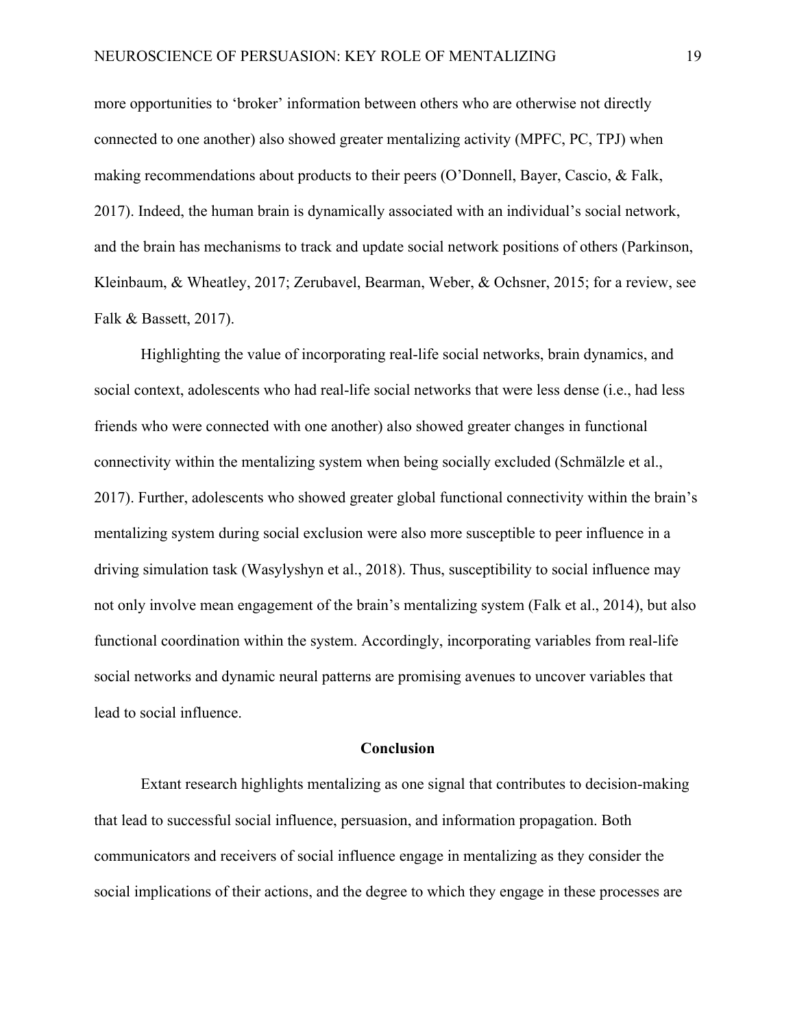more opportunities to 'broker' information between others who are otherwise not directly connected to one another) also showed greater mentalizing activity (MPFC, PC, TPJ) when making recommendations about products to their peers (O'Donnell, Bayer, Cascio, & Falk, 2017). Indeed, the human brain is dynamically associated with an individual's social network, and the brain has mechanisms to track and update social network positions of others (Parkinson, Kleinbaum, & Wheatley, 2017; Zerubavel, Bearman, Weber, & Ochsner, 2015; for a review, see Falk & Bassett, 2017).

Highlighting the value of incorporating real-life social networks, brain dynamics, and social context, adolescents who had real-life social networks that were less dense (i.e., had less friends who were connected with one another) also showed greater changes in functional connectivity within the mentalizing system when being socially excluded (Schmälzle et al., 2017). Further, adolescents who showed greater global functional connectivity within the brain's mentalizing system during social exclusion were also more susceptible to peer influence in a driving simulation task (Wasylyshyn et al., 2018). Thus, susceptibility to social influence may not only involve mean engagement of the brain's mentalizing system (Falk et al., 2014), but also functional coordination within the system. Accordingly, incorporating variables from real-life social networks and dynamic neural patterns are promising avenues to uncover variables that lead to social influence.

## Conclusion

Extant research highlights mentalizing as one signal that contributes to decision-making that lead to successful social influence, persuasion, and information propagation. Both communicators and receivers of social influence engage in mentalizing as they consider the social implications of their actions, and the degree to which they engage in these processes are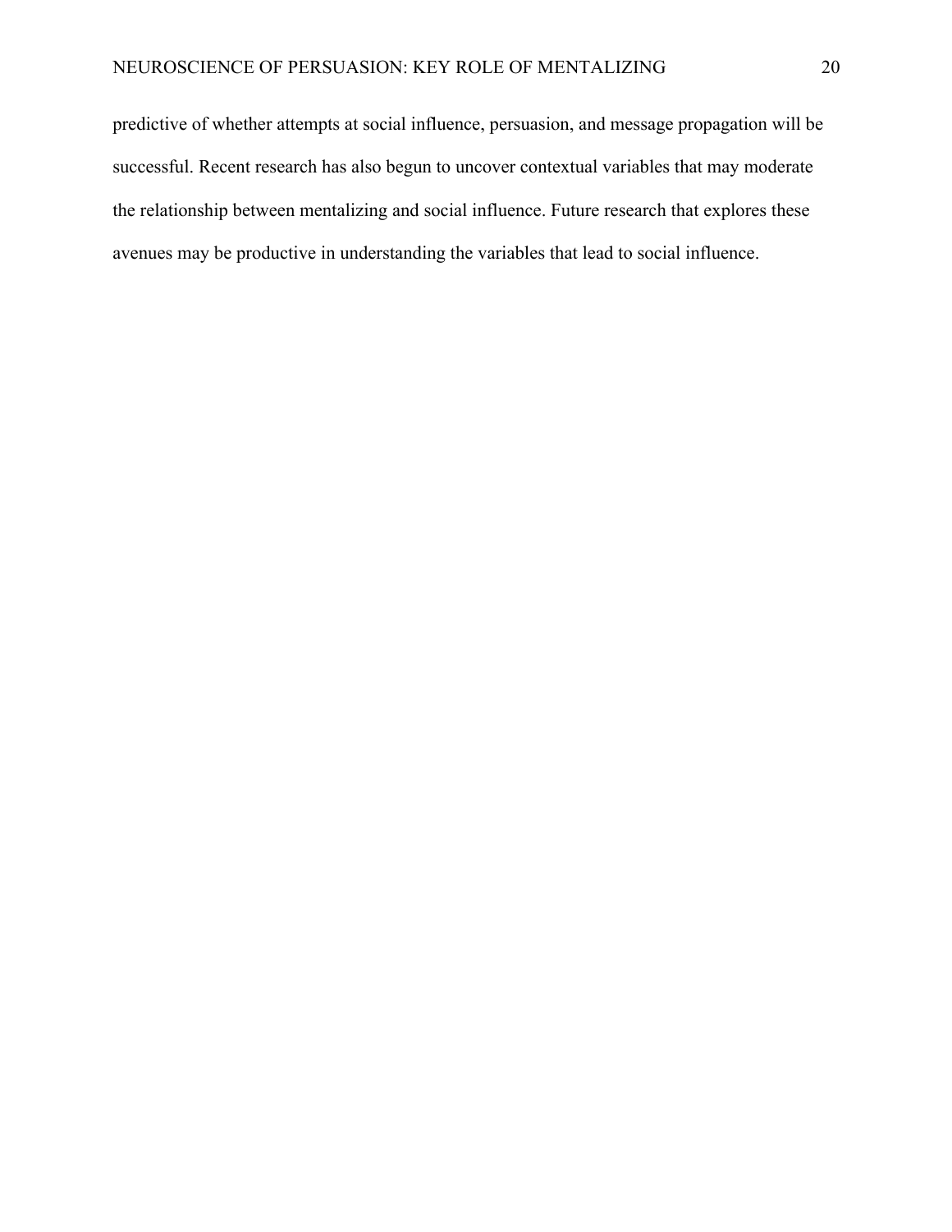predictive of whether attempts at social influence, persuasion, and message propagation will be successful. Recent research has also begun to uncover contextual variables that may moderate the relationship between mentalizing and social influence. Future research that explores these avenues may be productive in understanding the variables that lead to social influence.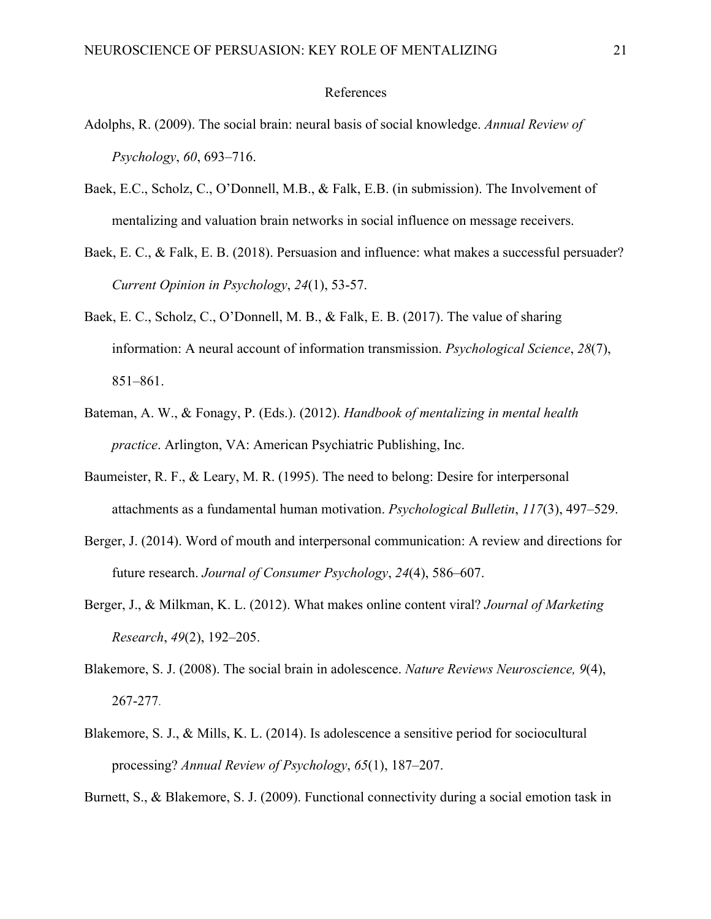# References

Adolphs, R. (2009). The social brain: neural basis of social knowledge. *Annual Review of Psychology*, *60*, 693–716.

Baek, E.C., Scholz, C., O'Donnell, M.B., & Falk, E.B. (in submission). The Involvement of mentalizing and valuation brain networks in social influence on message receivers.

Baek, E. C., & Falk, E. B. (2018). Persuasion and influence: what makes a successful persuader? *Current Opinion in Psychology*, *24*(1), 53-57.

Baek, E. C., Scholz, C., O'Donnell, M. B., & Falk, E. B. (2017). The value of sharing information: A neural account of information transmission. *Psychological Science*, *28*(7), 851–861.

Bateman, A. W., & Fonagy, P. (Eds.). (2012). *Handbook of mentalizing in mental health practice*. Arlington, VA: American Psychiatric Publishing, Inc.

Baumeister, R. F., & Leary, M. R. (1995). The need to belong: Desire for interpersonal attachments as a fundamental human motivation. *Psychological Bulletin*, *117*(3), 497–529.

Berger, J. (2014). Word of mouth and interpersonal communication: A review and directions for future research. *Journal of Consumer Psychology*, *24*(4), 586–607.

Berger, J., & Milkman, K. L. (2012). What makes online content viral? *Journal of Marketing Research*, *49*(2), 192–205.

Blakemore, S. J. (2008). The social brain in adolescence. *Nature Reviews Neuroscience, 9*(4), 267-277.

Blakemore, S. J., & Mills, K. L. (2014). Is adolescence a sensitive period for sociocultural processing? *Annual Review of Psychology*, *65*(1), 187–207.

Burnett, S., & Blakemore, S. J. (2009). Functional connectivity during a social emotion task in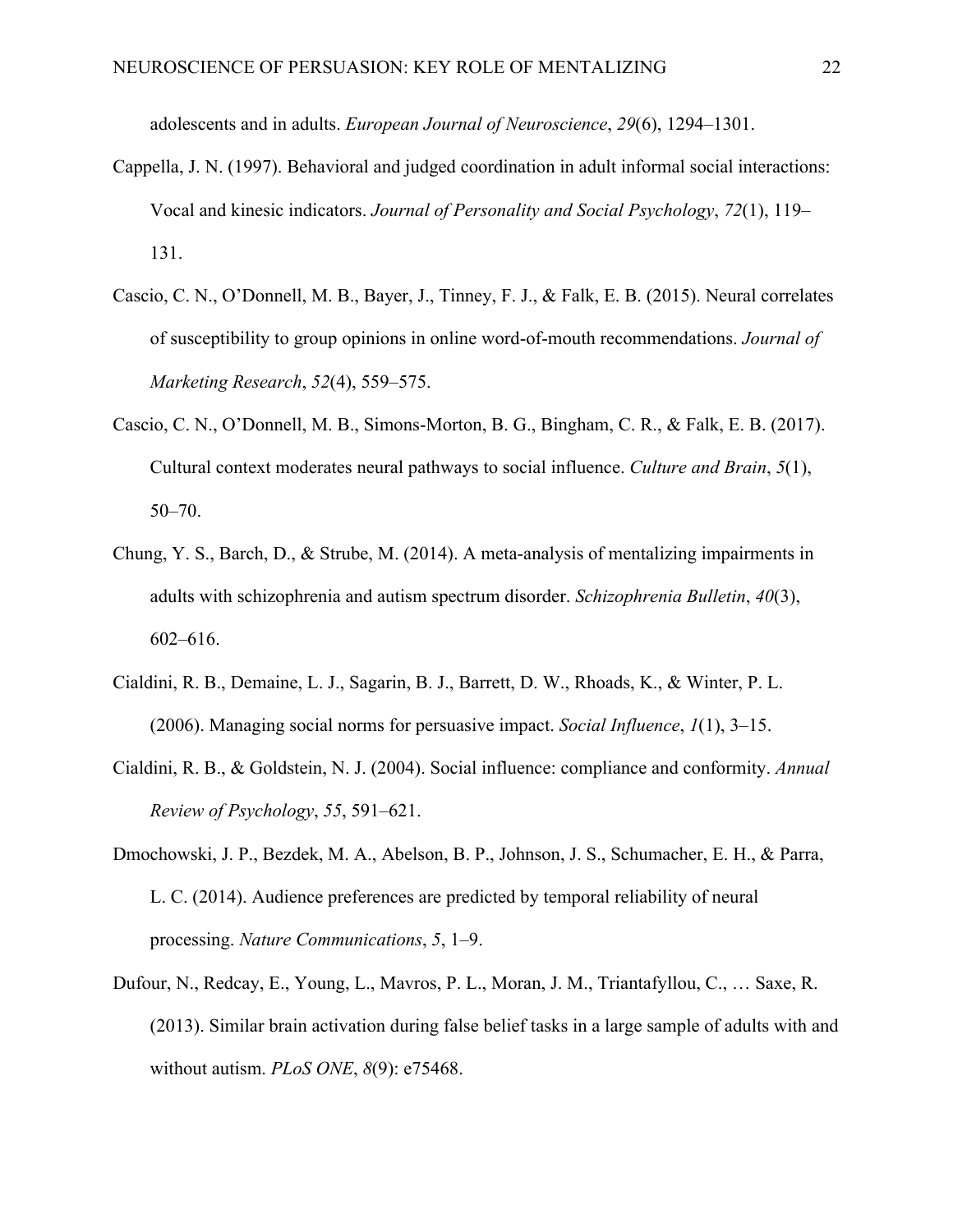adolescents and in adults. *European Journal of Neuroscience*, *29*(6), 1294–1301.

Cappella, J. N. (1997). Behavioral and judged coordination in adult informal social interactions: Vocal and kinesic indicators. *Journal of Personality and Social Psychology*, *72*(1), 119–131.

Cascio, C. N., O'Donnell, M. B., Bayer, J., Tinney, F. J., & Falk, E. B. (2015). Neural correlates of susceptibility to group opinions in online word-of-mouth recommendations. *Journal of Marketing Research*, *52*(4), 559–575.

Cascio, C. N., O'Donnell, M. B., Simons-Morton, B. G., Bingham, C. R., & Falk, E. B. (2017). Cultural context moderates neural pathways to social influence. *Culture and Brain*, *5*(1), 50–70.

Chung, Y. S., Barch, D., & Strube, M. (2014). A meta-analysis of mentalizing impairments in adults with schizophrenia and autism spectrum disorder. *Schizophrenia Bulletin*, *40*(3), 602–616.

Cialdini, R. B., Demaine, L. J., Sagarin, B. J., Barrett, D. W., Rhoads, K., & Winter, P. L. (2006). Managing social norms for persuasive impact. *Social Influence*, *1*(1), 3–15.

Cialdini, R. B., & Goldstein, N. J. (2004). Social influence: compliance and conformity. *Annual Review of Psychology*, *55*, 591–621.

Dmochowski, J. P., Bezdek, M. A., Abelson, B. P., Johnson, J. S., Schumacher, E. H., & Parra, L. C. (2014). Audience preferences are predicted by temporal reliability of neural processing. *Nature Communications*, *5*, 1–9.

Dufour, N., Redcay, E., Young, L., Mavros, P. L., Moran, J. M., Triantafyllou, C., … Saxe, R. (2013). Similar brain activation during false belief tasks in a large sample of adults with and without autism. *PLoS ONE*, *8*(9): e75468.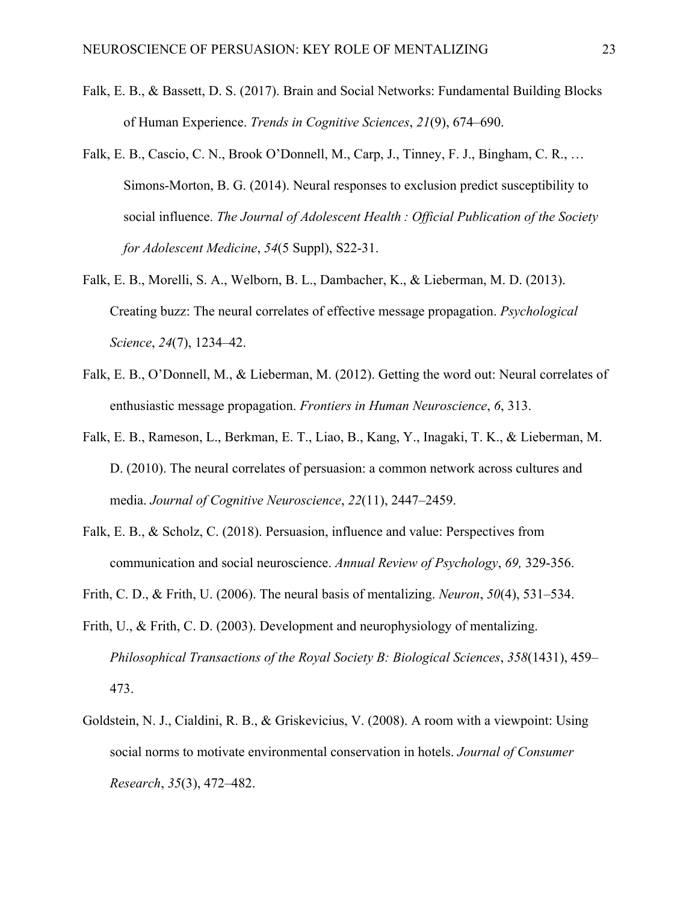Falk, E. B., & Bassett, D. S. (2017). Brain and Social Networks: Fundamental Building Blocks of Human Experience. *Trends in Cognitive Sciences*, *21*(9), 674–690.

Falk, E. B., Cascio, C. N., Brook O'Donnell, M., Carp, J., Tinney, F. J., Bingham, C. R., … Simons-Morton, B. G. (2014). Neural responses to exclusion predict susceptibility to social influence. *The Journal of Adolescent Health : Official Publication of the Society for Adolescent Medicine*, *54*(5 Suppl), S22-31.

Falk, E. B., Morelli, S. A., Welborn, B. L., Dambacher, K., & Lieberman, M. D. (2013). Creating buzz: The neural correlates of effective message propagation. *Psychological Science*, *24*(7), 1234–42.

Falk, E. B., O'Donnell, M., & Lieberman, M. (2012). Getting the word out: Neural correlates of enthusiastic message propagation. *Frontiers in Human Neuroscience*, *6*, 313.

Falk, E. B., Rameson, L., Berkman, E. T., Liao, B., Kang, Y., Inagaki, T. K., & Lieberman, M. D. (2010). The neural correlates of persuasion: a common network across cultures and media. *Journal of Cognitive Neuroscience*, *22*(11), 2447–2459.

Falk, E. B., & Scholz, C. (2018). Persuasion, influence and value: Perspectives from communication and social neuroscience. *Annual Review of Psychology*, *69,* 329-356.

Frith, C. D., & Frith, U. (2006). The neural basis of mentalizing. *Neuron*, *50*(4), 531–534.

Frith, U., & Frith, C. D. (2003). Development and neurophysiology of mentalizing. *Philosophical Transactions of the Royal Society B: Biological Sciences*, *358*(1431), 459–473.

Goldstein, N. J., Cialdini, R. B., & Griskevicius, V. (2008). A room with a viewpoint: Using social norms to motivate environmental conservation in hotels. *Journal of Consumer Research*, *35*(3), 472–482.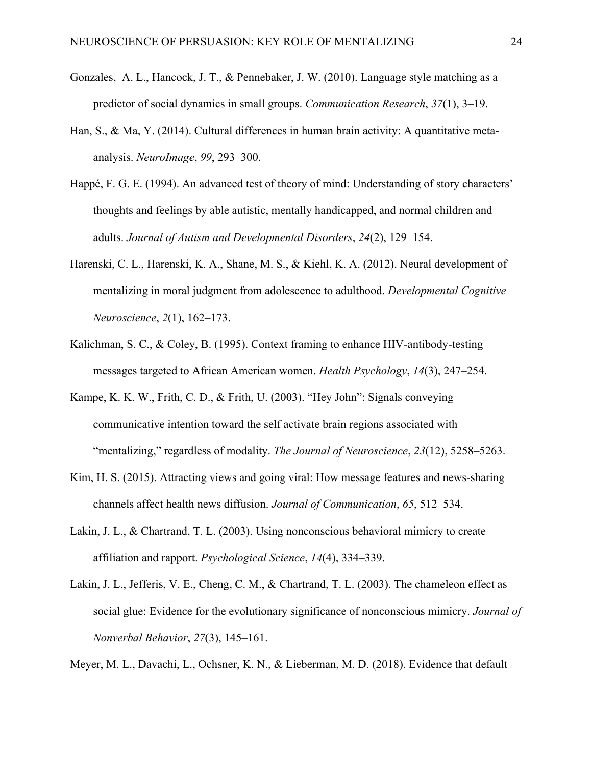Gonzales, A. L., Hancock, J. T., & Pennebaker, J. W. (2010). Language style matching as a predictor of social dynamics in small groups. *Communication Research*, *37*(1), 3–19.

Han, S., & Ma, Y. (2014). Cultural differences in human brain activity: A quantitative meta-analysis. *NeuroImage*, *99*, 293–300.

Happé, F. G. E. (1994). An advanced test of theory of mind: Understanding of story characters' thoughts and feelings by able autistic, mentally handicapped, and normal children and adults. *Journal of Autism and Developmental Disorders*, *24*(2), 129–154.

Harenski, C. L., Harenski, K. A., Shane, M. S., & Kiehl, K. A. (2012). Neural development of mentalizing in moral judgment from adolescence to adulthood. *Developmental Cognitive Neuroscience*, *2*(1), 162–173.

Kalichman, S. C., & Coley, B. (1995). Context framing to enhance HIV-antibody-testing messages targeted to African American women. *Health Psychology*, *14*(3), 247–254.

Kampe, K. K. W., Frith, C. D., & Frith, U. (2003). "Hey John": Signals conveying communicative intention toward the self activate brain regions associated with "mentalizing," regardless of modality. *The Journal of Neuroscience*, *23*(12), 5258–5263.

Kim, H. S. (2015). Attracting views and going viral: How message features and news-sharing channels affect health news diffusion. *Journal of Communication*, *65*, 512–534.

Lakin, J. L., & Chartrand, T. L. (2003). Using nonconscious behavioral mimicry to create affiliation and rapport. *Psychological Science*, *14*(4), 334–339.

Lakin, J. L., Jefferis, V. E., Cheng, C. M., & Chartrand, T. L. (2003). The chameleon effect as social glue: Evidence for the evolutionary significance of nonconscious mimicry. *Journal of Nonverbal Behavior*, *27*(3), 145–161.

Meyer, M. L., Davachi, L., Ochsner, K. N., & Lieberman, M. D. (2018). Evidence that default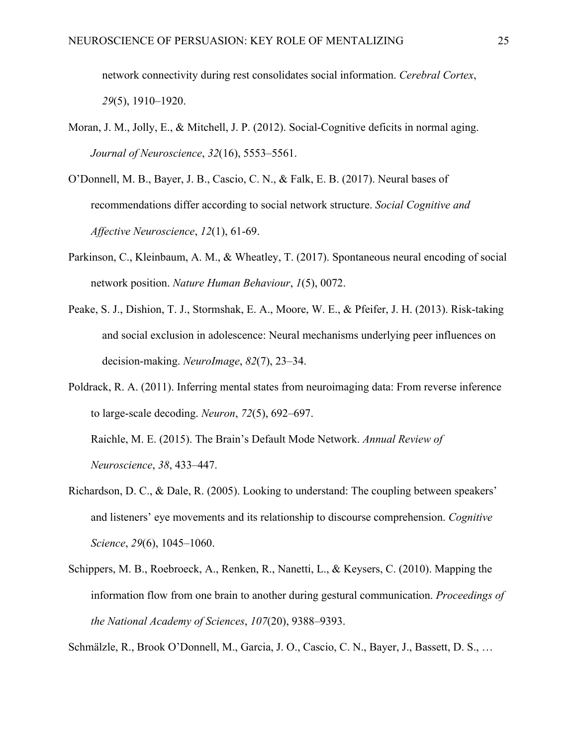network connectivity during rest consolidates social information. *Cerebral Cortex*, *29*(5), 1910–1920.

Moran, J. M., Jolly, E., & Mitchell, J. P. (2012). Social-Cognitive deficits in normal aging. *Journal of Neuroscience*, *32*(16), 5553–5561.

O'Donnell, M. B., Bayer, J. B., Cascio, C. N., & Falk, E. B. (2017). Neural bases of recommendations differ according to social network structure. *Social Cognitive and Affective Neuroscience*, *12*(1), 61-69.

Parkinson, C., Kleinbaum, A. M., & Wheatley, T. (2017). Spontaneous neural encoding of social network position. *Nature Human Behaviour*, *1*(5), 0072.

Peake, S. J., Dishion, T. J., Stormshak, E. A., Moore, W. E., & Pfeifer, J. H. (2013). Risk-taking and social exclusion in adolescence: Neural mechanisms underlying peer influences on decision-making. *NeuroImage*, *82*(7), 23–34.

Poldrack, R. A. (2011). Inferring mental states from neuroimaging data: From reverse inference to large-scale decoding. *Neuron*, *72*(5), 692–697.

Raichle, M. E. (2015). The Brain's Default Mode Network. *Annual Review of Neuroscience*, *38*, 433–447.

Richardson, D. C., & Dale, R. (2005). Looking to understand: The coupling between speakers' and listeners' eye movements and its relationship to discourse comprehension. *Cognitive Science*, *29*(6), 1045–1060.

Schippers, M. B., Roebroeck, A., Renken, R., Nanetti, L., & Keysers, C. (2010). Mapping the information flow from one brain to another during gestural communication. *Proceedings of the National Academy of Sciences*, *107*(20), 9388–9393.

Schmälzle, R., Brook O'Donnell, M., Garcia, J. O., Cascio, C. N., Bayer, J., Bassett, D. S., …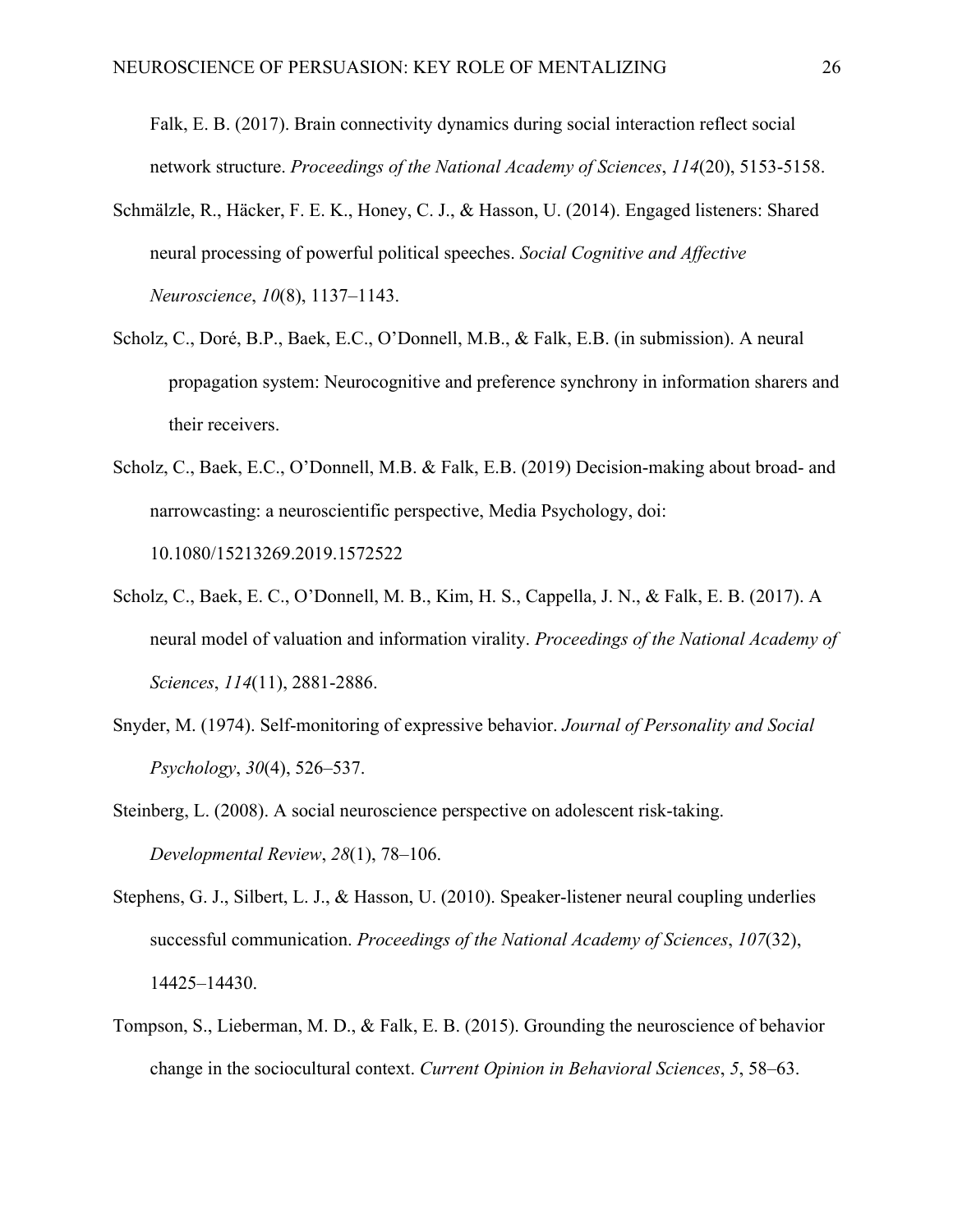Falk, E. B. (2017). Brain connectivity dynamics during social interaction reflect social network structure. *Proceedings of the National Academy of Sciences*, *114*(20), 5153-5158.

Schmälzle, R., Häcker, F. E. K., Honey, C. J., & Hasson, U. (2014). Engaged listeners: Shared neural processing of powerful political speeches. *Social Cognitive and Affective Neuroscience*, *10*(8), 1137–1143.

Scholz, C., Doré, B.P., Baek, E.C., O'Donnell, M.B., & Falk, E.B. (in submission). A neural propagation system: Neurocognitive and preference synchrony in information sharers and their receivers.

Scholz, C., Baek, E.C., O'Donnell, M.B. & Falk, E.B. (2019) Decision-making about broad- and narrowcasting: a neuroscientific perspective, Media Psychology, doi: 10.1080/15213269.2019.1572522

Scholz, C., Baek, E. C., O'Donnell, M. B., Kim, H. S., Cappella, J. N., & Falk, E. B. (2017). A neural model of valuation and information virality. *Proceedings of the National Academy of Sciences*, *114*(11), 2881-2886.

Snyder, M. (1974). Self-monitoring of expressive behavior. *Journal of Personality and Social Psychology*, *30*(4), 526–537.

Steinberg, L. (2008). A social neuroscience perspective on adolescent risk-taking. *Developmental Review*, *28*(1), 78–106.

Stephens, G. J., Silbert, L. J., & Hasson, U. (2010). Speaker-listener neural coupling underlies successful communication. *Proceedings of the National Academy of Sciences*, *107*(32), 14425–14430.

Tompson, S., Lieberman, M. D., & Falk, E. B. (2015). Grounding the neuroscience of behavior change in the sociocultural context. *Current Opinion in Behavioral Sciences*, *5*, 58–63.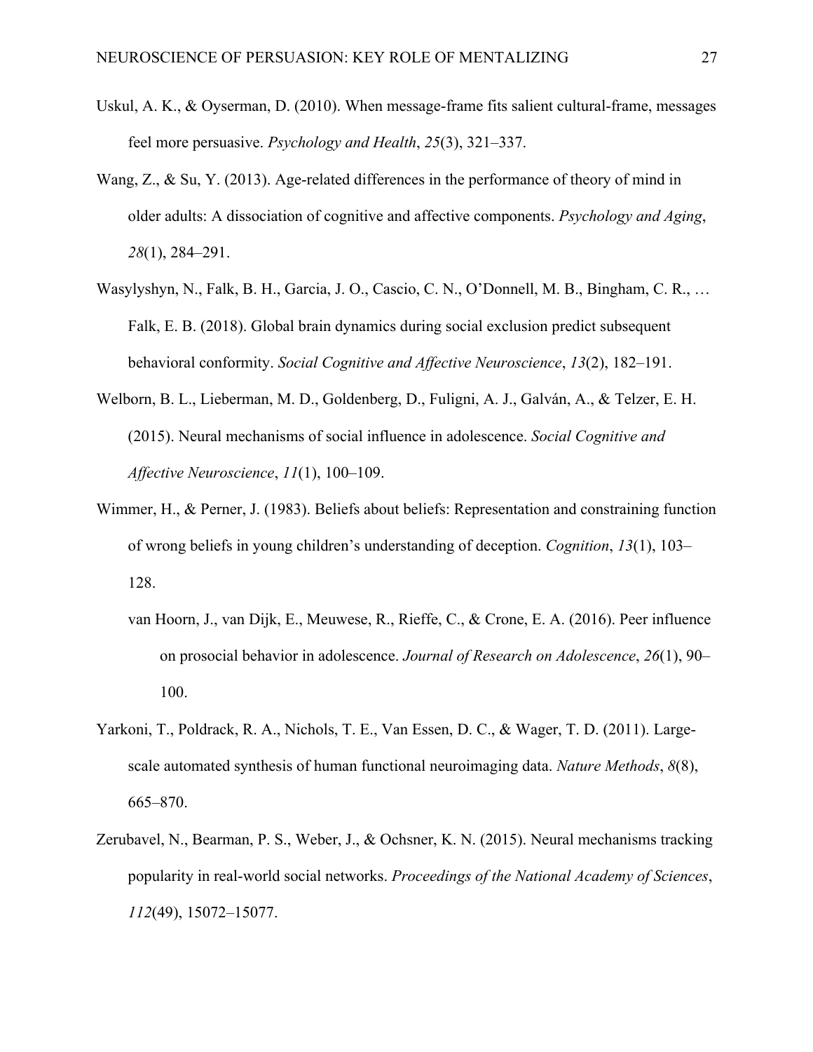Uskul, A. K., & Oyserman, D. (2010). When message-frame fits salient cultural-frame, messages feel more persuasive. *Psychology and Health*, *25*(3), 321–337.

Wang, Z., & Su, Y. (2013). Age-related differences in the performance of theory of mind in older adults: A dissociation of cognitive and affective components. *Psychology and Aging*, *28*(1), 284–291.

Wasylyshyn, N., Falk, B. H., Garcia, J. O., Cascio, C. N., O'Donnell, M. B., Bingham, C. R., … Falk, E. B. (2018). Global brain dynamics during social exclusion predict subsequent behavioral conformity. *Social Cognitive and Affective Neuroscience*, *13*(2), 182–191.

Welborn, B. L., Lieberman, M. D., Goldenberg, D., Fuligni, A. J., Galván, A., & Telzer, E. H. (2015). Neural mechanisms of social influence in adolescence. *Social Cognitive and Affective Neuroscience*, *11*(1), 100–109.

Wimmer, H., & Perner, J. (1983). Beliefs about beliefs: Representation and constraining function of wrong beliefs in young children's understanding of deception. *Cognition*, *13*(1), 103–128.

van Hoorn, J., van Dijk, E., Meuwese, R., Rieffe, C., & Crone, E. A. (2016). Peer influence on prosocial behavior in adolescence. *Journal of Research on Adolescence*, *26*(1), 90–100.

Yarkoni, T., Poldrack, R. A., Nichols, T. E., Van Essen, D. C., & Wager, T. D. (2011). Large-scale automated synthesis of human functional neuroimaging data. *Nature Methods*, *8*(8), 665–870.

Zerubavel, N., Bearman, P. S., Weber, J., & Ochsner, K. N. (2015). Neural mechanisms tracking popularity in real-world social networks. *Proceedings of the National Academy of Sciences*, *112*(49), 15072–15077.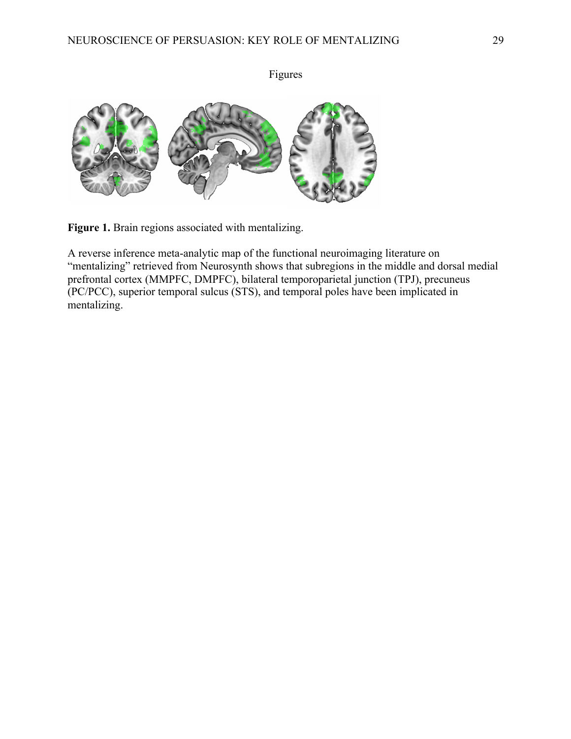Figures

**Figure 1.** Brain regions associated with mentalizing.

A reverse inference meta-analytic map of the functional neuroimaging literature on "mentalizing" retrieved from Neurosynth shows that subregions in the middle and dorsal medial prefrontal cortex (MMPFC, DMPFC), bilateral temporoparietal junction (TPJ), precuneus (PC/PCC), superior temporal sulcus (STS), and temporal poles have been implicated in mentalizing.